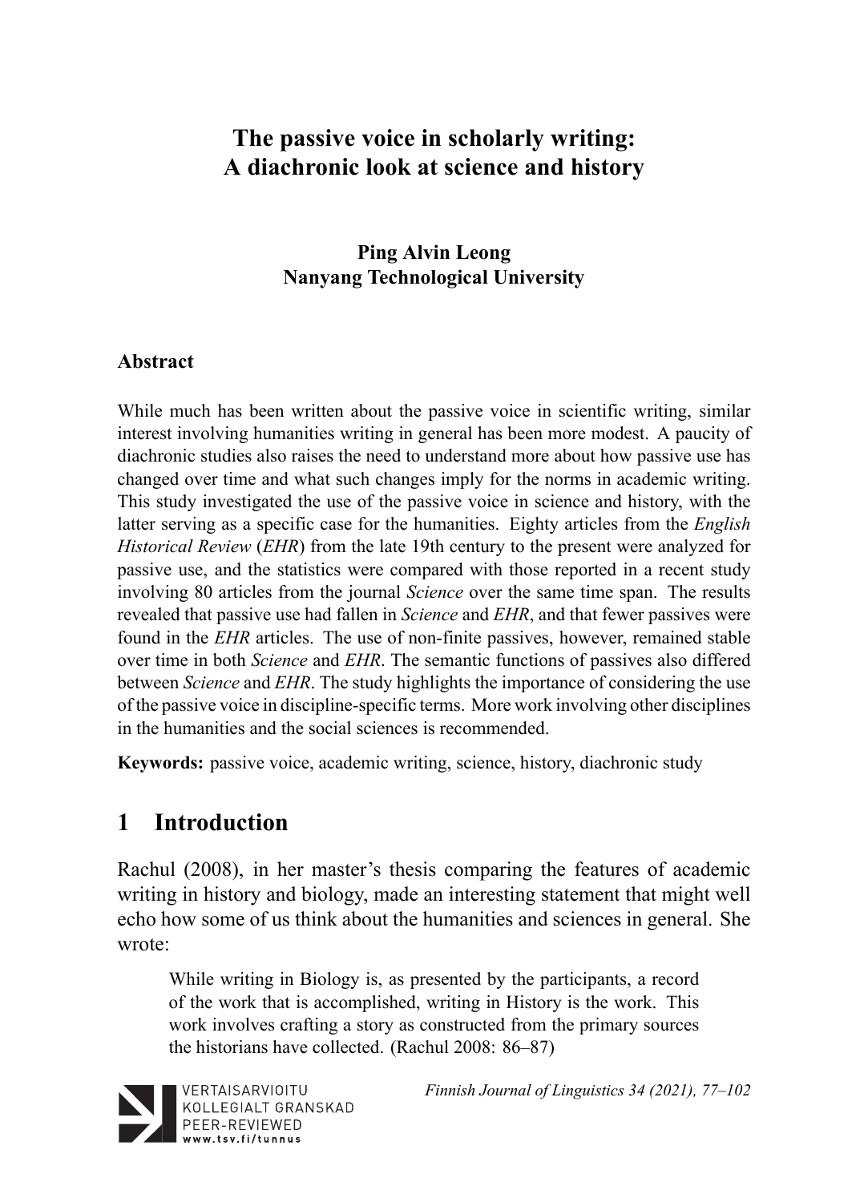# The passive voice in scholarly writing: A diachronic look at science and history

**Ping Alvin Leong**
**Nanyang Technological University**

## Abstract

While much has been written about the passive voice in scientific writing, similar interest involving humanities writing in general has been more modest. A paucity of diachronic studies also raises the need to understand more about how passive use has changed over time and what such changes imply for the norms in academic writing. This study investigated the use of the passive voice in science and history, with the latter serving as a specific case for the humanities. Eighty articles from the *English Historical Review* (*EHR*) from the late 19th century to the present were analyzed for passive use, and the statistics were compared with those reported in a recent study involving 80 articles from the journal *Science* over the same time span. The results revealed that passive use had fallen in *Science* and *EHR*, and that fewer passives were found in the *EHR* articles. The use of non-finite passives, however, remained stable over time in both *Science* and *EHR*. The semantic functions of passives also differed between *Science* and *EHR*. The study highlights the importance of considering the use of the passive voice in discipline-specific terms. More work involving other disciplines in the humanities and the social sciences is recommended.

**Keywords:** passive voice, academic writing, science, history, diachronic study

## 1 Introduction

Rachul (2008), in her master's thesis comparing the features of academic writing in history and biology, made an interesting statement that might well echo how some of us think about the humanities and sciences in general. She wrote:

> While writing in Biology is, as presented by the participants, a record of the work that is accomplished, writing in History is the work. This work involves crafting a story as constructed from the primary sources the historians have collected. (Rachul 2008: 86–87)

VERTAISARVIOITU KOLLEGIALT GRANSKAD PEER-REVIEWED www.tsv.fi/tunnus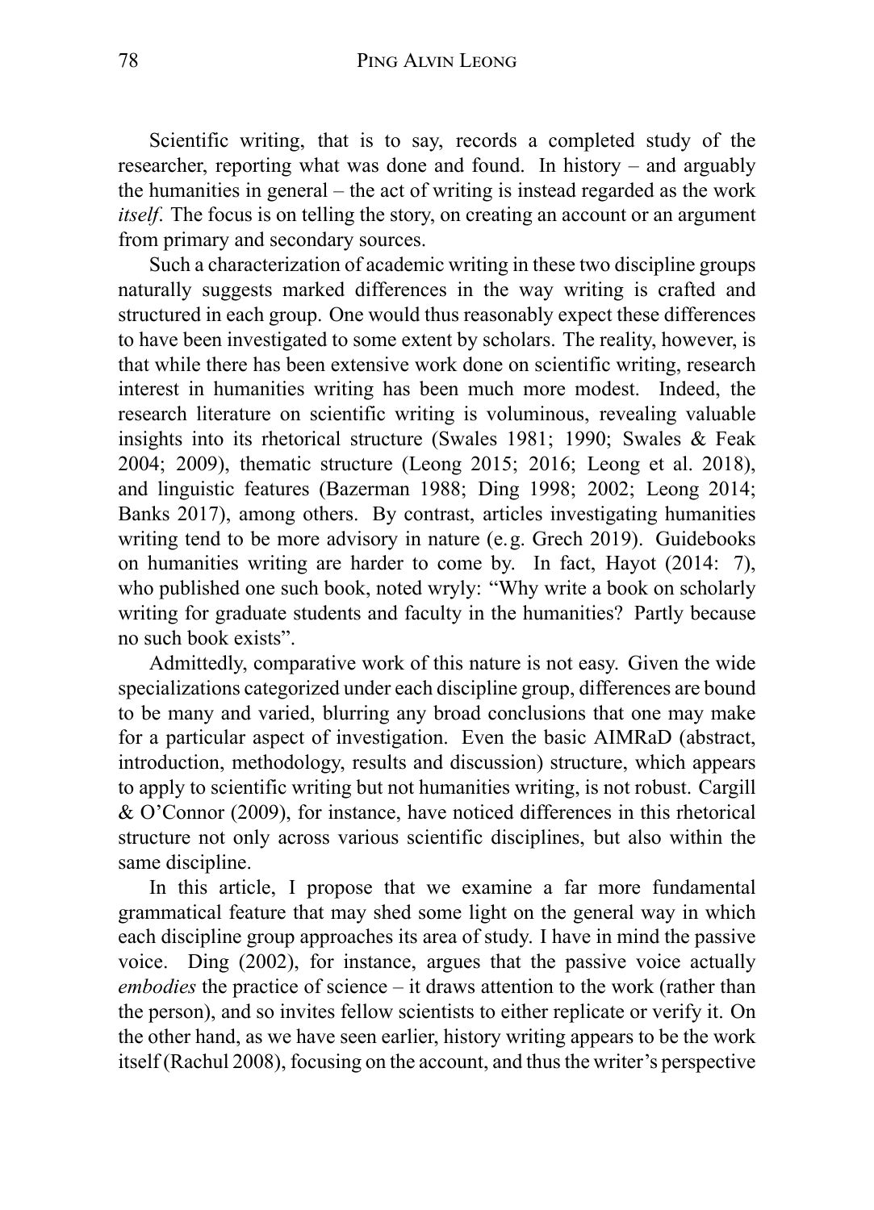Scientific writing, that is to say, records a completed study of the researcher, reporting what was done and found. In history – and arguably the humanities in general – the act of writing is instead regarded as the work *itself*. The focus is on telling the story, on creating an account or an argument from primary and secondary sources.

Such a characterization of academic writing in these two discipline groups naturally suggests marked differences in the way writing is crafted and structured in each group. One would thus reasonably expect these differences to have been investigated to some extent by scholars. The reality, however, is that while there has been extensive work done on scientific writing, research interest in humanities writing has been much more modest. Indeed, the research literature on scientific writing is voluminous, revealing valuable insights into its rhetorical structure (Swales 1981; 1990; Swales & Feak 2004; 2009), thematic structure (Leong 2015; 2016; Leong et al. 2018), and linguistic features (Bazerman 1988; Ding 1998; 2002; Leong 2014; Banks 2017), among others. By contrast, articles investigating humanities writing tend to be more advisory in nature (e.g. Grech 2019). Guidebooks on humanities writing are harder to come by. In fact, Hayot (2014: 7), who published one such book, noted wryly: "Why write a book on scholarly writing for graduate students and faculty in the humanities? Partly because no such book exists".

Admittedly, comparative work of this nature is not easy. Given the wide specializations categorized under each discipline group, differences are bound to be many and varied, blurring any broad conclusions that one may make for a particular aspect of investigation. Even the basic AIMRaD (abstract, introduction, methodology, results and discussion) structure, which appears to apply to scientific writing but not humanities writing, is not robust. Cargill & O'Connor (2009), for instance, have noticed differences in this rhetorical structure not only across various scientific disciplines, but also within the same discipline.

In this article, I propose that we examine a far more fundamental grammatical feature that may shed some light on the general way in which each discipline group approaches its area of study. I have in mind the passive voice. Ding (2002), for instance, argues that the passive voice actually *embodies* the practice of science – it draws attention to the work (rather than the person), and so invites fellow scientists to either replicate or verify it. On the other hand, as we have seen earlier, history writing appears to be the work itself (Rachul 2008), focusing on the account, and thus the writer's perspective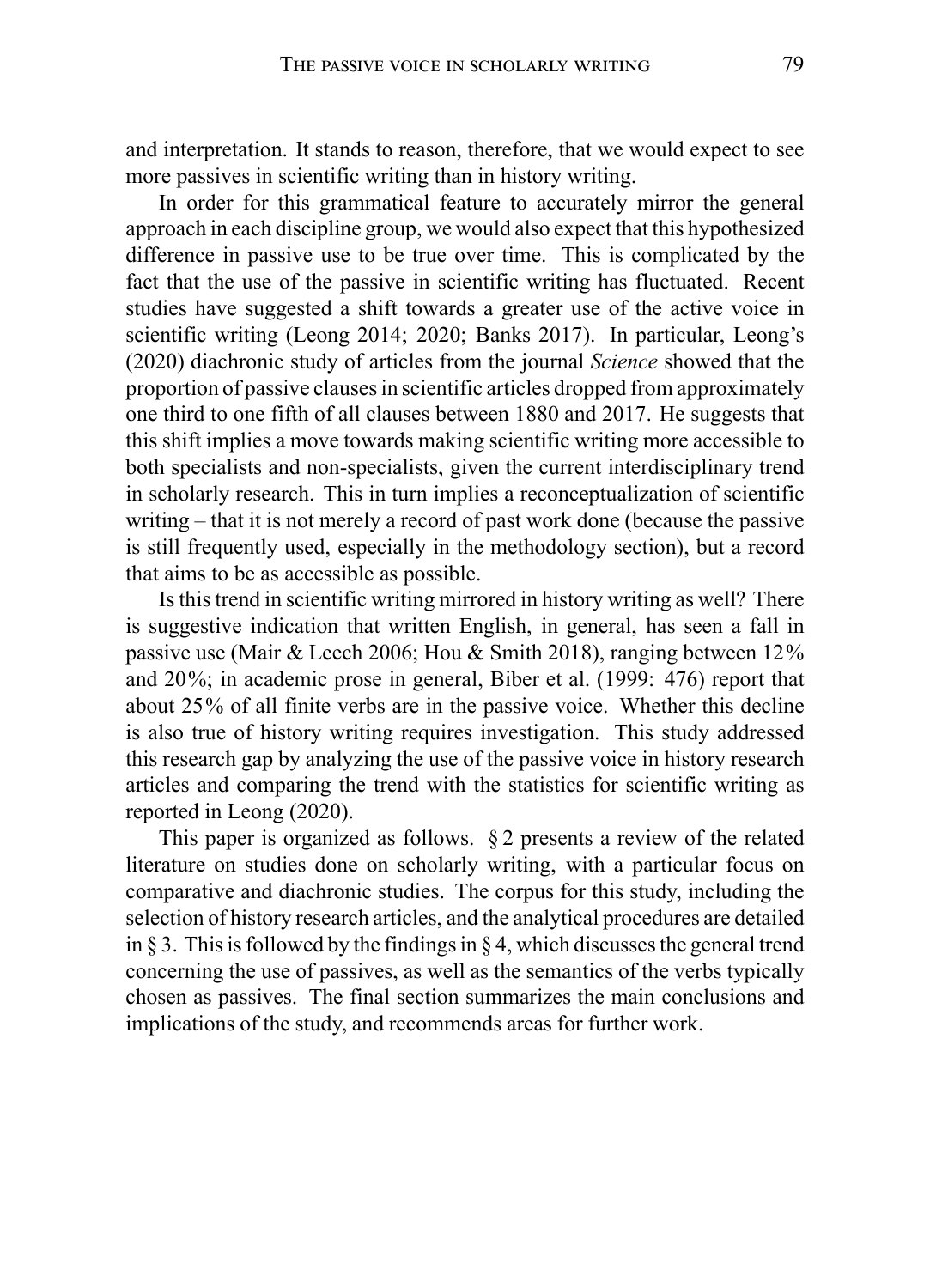and interpretation. It stands to reason, therefore, that we would expect to see more passives in scientific writing than in history writing.

In order for this grammatical feature to accurately mirror the general approach in each discipline group, we would also expect that this hypothesized difference in passive use to be true over time. This is complicated by the fact that the use of the passive in scientific writing has fluctuated. Recent studies have suggested a shift towards a greater use of the active voice in scientific writing (Leong 2014; 2020; Banks 2017). In particular, Leong's (2020) diachronic study of articles from the journal *Science* showed that the proportion of passive clauses in scientific articles dropped from approximately one third to one fifth of all clauses between 1880 and 2017. He suggests that this shift implies a move towards making scientific writing more accessible to both specialists and non-specialists, given the current interdisciplinary trend in scholarly research. This in turn implies a reconceptualization of scientific writing – that it is not merely a record of past work done (because the passive is still frequently used, especially in the methodology section), but a record that aims to be as accessible as possible.

Is this trend in scientific writing mirrored in history writing as well? There is suggestive indication that written English, in general, has seen a fall in passive use (Mair & Leech 2006; Hou & Smith 2018), ranging between 12% and 20%; in academic prose in general, Biber et al. (1999: 476) report that about 25% of all finite verbs are in the passive voice. Whether this decline is also true of history writing requires investigation. This study addressed this research gap by analyzing the use of the passive voice in history research articles and comparing the trend with the statistics for scientific writing as reported in Leong (2020).

This paper is organized as follows. § 2 presents a review of the related literature on studies done on scholarly writing, with a particular focus on comparative and diachronic studies. The corpus for this study, including the selection of history research articles, and the analytical procedures are detailed in § 3. This is followed by the findings in § 4, which discusses the general trend concerning the use of passives, as well as the semantics of the verbs typically chosen as passives. The final section summarizes the main conclusions and implications of the study, and recommends areas for further work.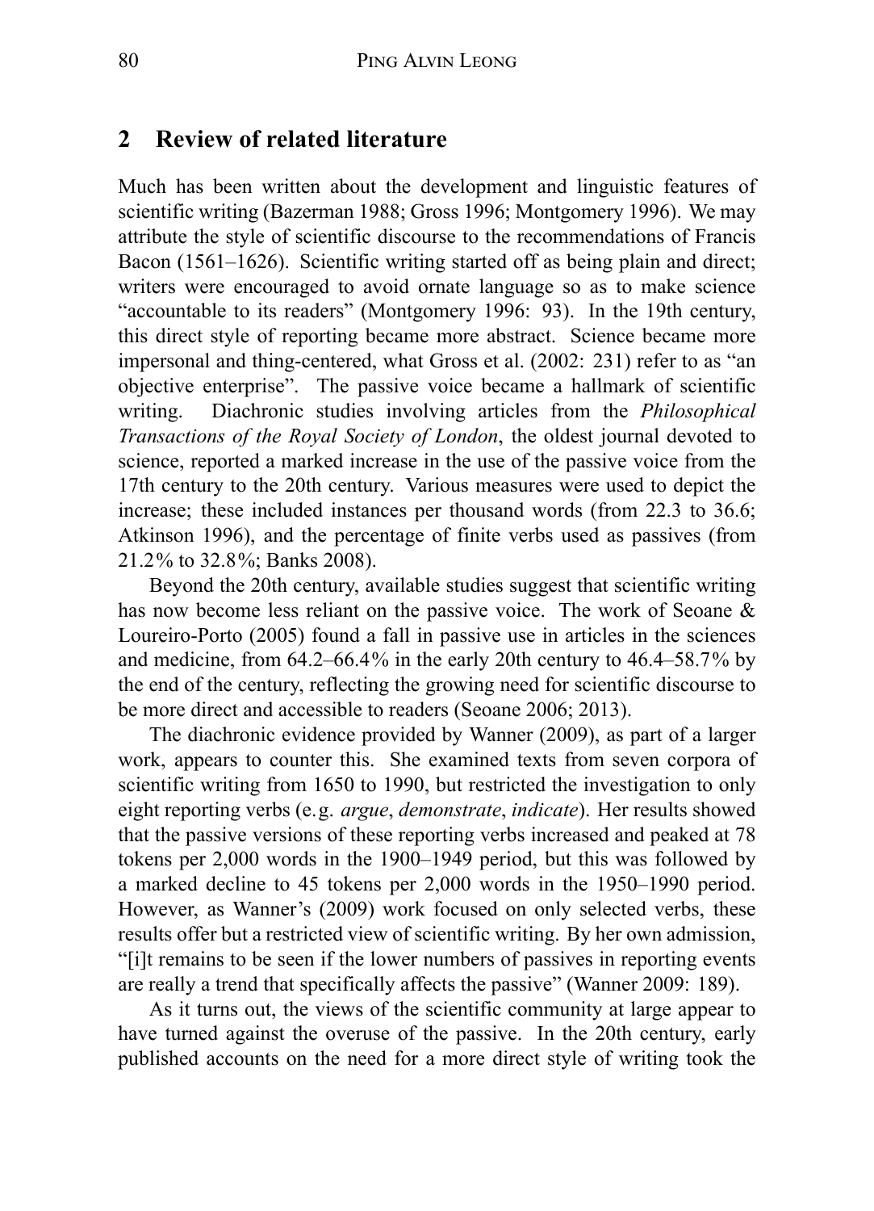## 2 Review of related literature

Much has been written about the development and linguistic features of scientific writing (Bazerman 1988; Gross 1996; Montgomery 1996). We may attribute the style of scientific discourse to the recommendations of Francis Bacon (1561–1626). Scientific writing started off as being plain and direct; writers were encouraged to avoid ornate language so as to make science "accountable to its readers" (Montgomery 1996: 93). In the 19th century, this direct style of reporting became more abstract. Science became more impersonal and thing-centered, what Gross et al. (2002: 231) refer to as "an objective enterprise". The passive voice became a hallmark of scientific writing. Diachronic studies involving articles from the *Philosophical Transactions of the Royal Society of London*, the oldest journal devoted to science, reported a marked increase in the use of the passive voice from the 17th century to the 20th century. Various measures were used to depict the increase; these included instances per thousand words (from 22.3 to 36.6; Atkinson 1996), and the percentage of finite verbs used as passives (from 21.2% to 32.8%; Banks 2008).

Beyond the 20th century, available studies suggest that scientific writing has now become less reliant on the passive voice. The work of Seoane & Loureiro-Porto (2005) found a fall in passive use in articles in the sciences and medicine, from 64.2–66.4% in the early 20th century to 46.4–58.7% by the end of the century, reflecting the growing need for scientific discourse to be more direct and accessible to readers (Seoane 2006; 2013).

The diachronic evidence provided by Wanner (2009), as part of a larger work, appears to counter this. She examined texts from seven corpora of scientific writing from 1650 to 1990, but restricted the investigation to only eight reporting verbs (e.g. *argue*, *demonstrate*, *indicate*). Her results showed that the passive versions of these reporting verbs increased and peaked at 78 tokens per 2,000 words in the 1900–1949 period, but this was followed by a marked decline to 45 tokens per 2,000 words in the 1950–1990 period. However, as Wanner's (2009) work focused on only selected verbs, these results offer but a restricted view of scientific writing. By her own admission, "[i]t remains to be seen if the lower numbers of passives in reporting events are really a trend that specifically affects the passive" (Wanner 2009: 189).

As it turns out, the views of the scientific community at large appear to have turned against the overuse of the passive. In the 20th century, early published accounts on the need for a more direct style of writing took the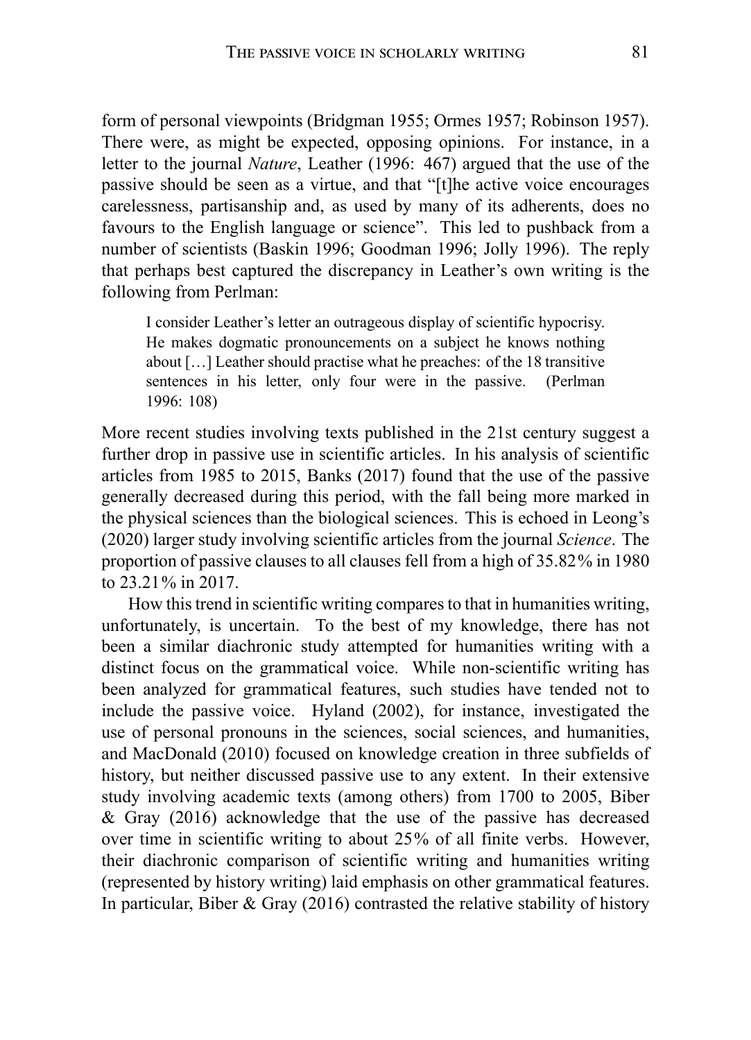form of personal viewpoints (Bridgman 1955; Ormes 1957; Robinson 1957). There were, as might be expected, opposing opinions. For instance, in a letter to the journal *Nature*, Leather (1996: 467) argued that the use of the passive should be seen as a virtue, and that "[t]he active voice encourages carelessness, partisanship and, as used by many of its adherents, does no favours to the English language or science". This led to pushback from a number of scientists (Baskin 1996; Goodman 1996; Jolly 1996). The reply that perhaps best captured the discrepancy in Leather's own writing is the following from Perlman:

> I consider Leather's letter an outrageous display of scientific hypocrisy. He makes dogmatic pronouncements on a subject he knows nothing about […] Leather should practise what he preaches: of the 18 transitive sentences in his letter, only four were in the passive. (Perlman 1996: 108)

More recent studies involving texts published in the 21st century suggest a further drop in passive use in scientific articles. In his analysis of scientific articles from 1985 to 2015, Banks (2017) found that the use of the passive generally decreased during this period, with the fall being more marked in the physical sciences than the biological sciences. This is echoed in Leong's (2020) larger study involving scientific articles from the journal *Science*. The proportion of passive clauses to all clauses fell from a high of 35.82% in 1980 to 23.21% in 2017.

How this trend in scientific writing compares to that in humanities writing, unfortunately, is uncertain. To the best of my knowledge, there has not been a similar diachronic study attempted for humanities writing with a distinct focus on the grammatical voice. While non-scientific writing has been analyzed for grammatical features, such studies have tended not to include the passive voice. Hyland (2002), for instance, investigated the use of personal pronouns in the sciences, social sciences, and humanities, and MacDonald (2010) focused on knowledge creation in three subfields of history, but neither discussed passive use to any extent. In their extensive study involving academic texts (among others) from 1700 to 2005, Biber & Gray (2016) acknowledge that the use of the passive has decreased over time in scientific writing to about 25% of all finite verbs. However, their diachronic comparison of scientific writing and humanities writing (represented by history writing) laid emphasis on other grammatical features. In particular, Biber & Gray (2016) contrasted the relative stability of history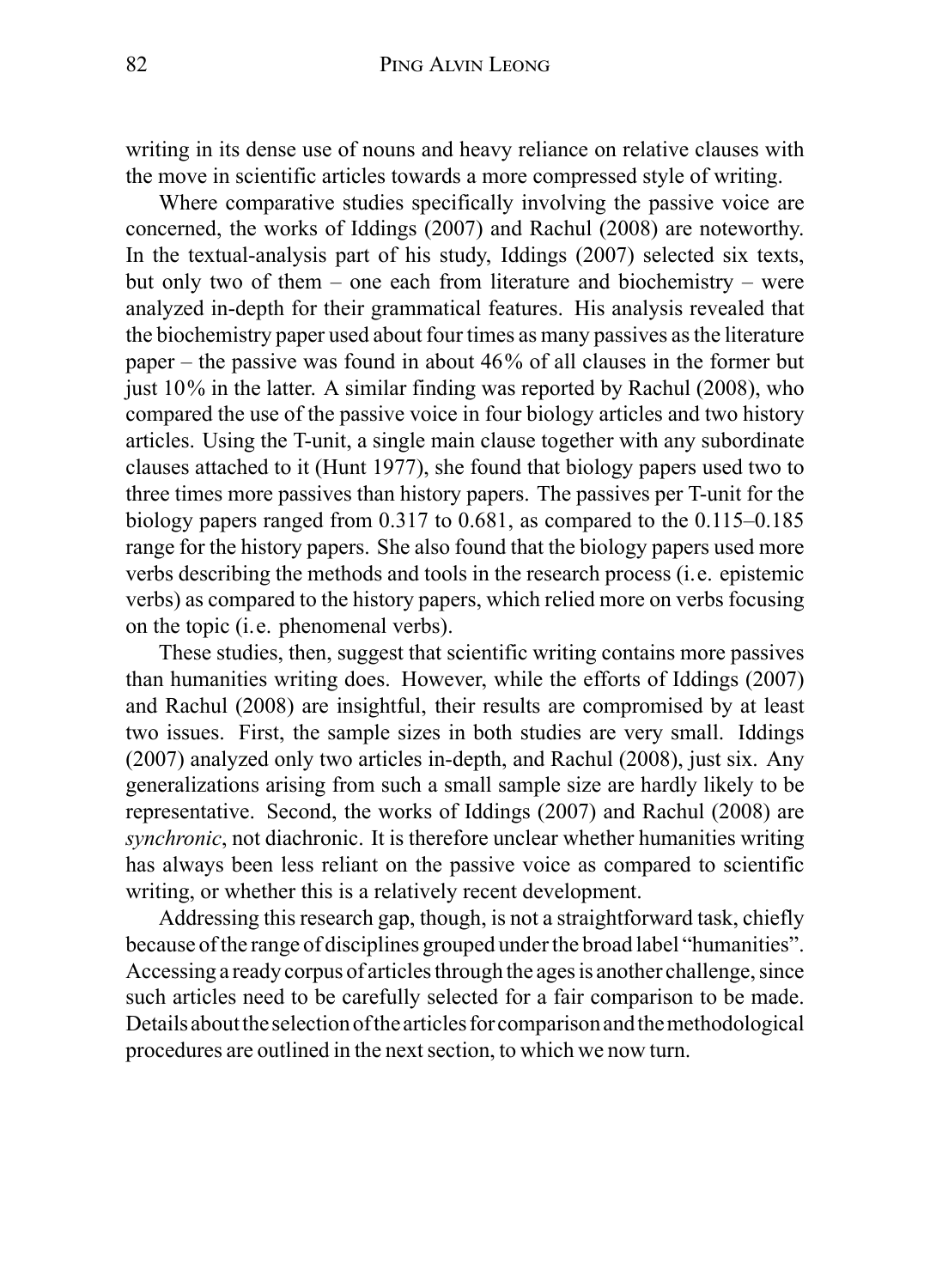writing in its dense use of nouns and heavy reliance on relative clauses with the move in scientific articles towards a more compressed style of writing.

Where comparative studies specifically involving the passive voice are concerned, the works of Iddings (2007) and Rachul (2008) are noteworthy. In the textual-analysis part of his study, Iddings (2007) selected six texts, but only two of them – one each from literature and biochemistry – were analyzed in-depth for their grammatical features. His analysis revealed that the biochemistry paper used about four times as many passives as the literature paper – the passive was found in about 46% of all clauses in the former but just 10% in the latter. A similar finding was reported by Rachul (2008), who compared the use of the passive voice in four biology articles and two history articles. Using the T-unit, a single main clause together with any subordinate clauses attached to it (Hunt 1977), she found that biology papers used two to three times more passives than history papers. The passives per T-unit for the biology papers ranged from 0.317 to 0.681, as compared to the 0.115–0.185 range for the history papers. She also found that the biology papers used more verbs describing the methods and tools in the research process (i.e. epistemic verbs) as compared to the history papers, which relied more on verbs focusing on the topic (i.e. phenomenal verbs).

These studies, then, suggest that scientific writing contains more passives than humanities writing does. However, while the efforts of Iddings (2007) and Rachul (2008) are insightful, their results are compromised by at least two issues. First, the sample sizes in both studies are very small. Iddings (2007) analyzed only two articles in-depth, and Rachul (2008), just six. Any generalizations arising from such a small sample size are hardly likely to be representative. Second, the works of Iddings (2007) and Rachul (2008) are *synchronic*, not diachronic. It is therefore unclear whether humanities writing has always been less reliant on the passive voice as compared to scientific writing, or whether this is a relatively recent development.

Addressing this research gap, though, is not a straightforward task, chiefly because of the range of disciplines grouped under the broad label "humanities". Accessing a ready corpus of articles through the ages is another challenge, since such articles need to be carefully selected for a fair comparison to be made. Details about the selection of the articles for comparison and the methodological procedures are outlined in the next section, to which we now turn.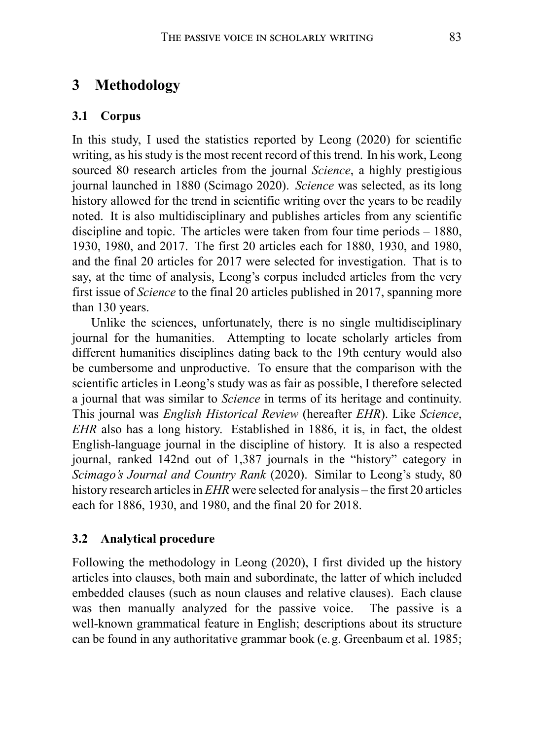## 3 Methodology

### 3.1 Corpus

In this study, I used the statistics reported by Leong (2020) for scientific writing, as his study is the most recent record of this trend. In his work, Leong sourced 80 research articles from the journal *Science*, a highly prestigious journal launched in 1880 (Scimago 2020). *Science* was selected, as its long history allowed for the trend in scientific writing over the years to be readily noted. It is also multidisciplinary and publishes articles from any scientific discipline and topic. The articles were taken from four time periods – 1880, 1930, 1980, and 2017. The first 20 articles each for 1880, 1930, and 1980, and the final 20 articles for 2017 were selected for investigation. That is to say, at the time of analysis, Leong's corpus included articles from the very first issue of *Science* to the final 20 articles published in 2017, spanning more than 130 years.

Unlike the sciences, unfortunately, there is no single multidisciplinary journal for the humanities. Attempting to locate scholarly articles from different humanities disciplines dating back to the 19th century would also be cumbersome and unproductive. To ensure that the comparison with the scientific articles in Leong's study was as fair as possible, I therefore selected a journal that was similar to *Science* in terms of its heritage and continuity. This journal was *English Historical Review* (hereafter *EHR*). Like *Science*, *EHR* also has a long history. Established in 1886, it is, in fact, the oldest English-language journal in the discipline of history. It is also a respected journal, ranked 142nd out of 1,387 journals in the "history" category in *Scimago's Journal and Country Rank* (2020). Similar to Leong's study, 80 history research articles in *EHR* were selected for analysis – the first 20 articles each for 1886, 1930, and 1980, and the final 20 for 2018.

### 3.2 Analytical procedure

Following the methodology in Leong (2020), I first divided up the history articles into clauses, both main and subordinate, the latter of which included embedded clauses (such as noun clauses and relative clauses). Each clause was then manually analyzed for the passive voice. The passive is a well-known grammatical feature in English; descriptions about its structure can be found in any authoritative grammar book (e.g. Greenbaum et al. 1985;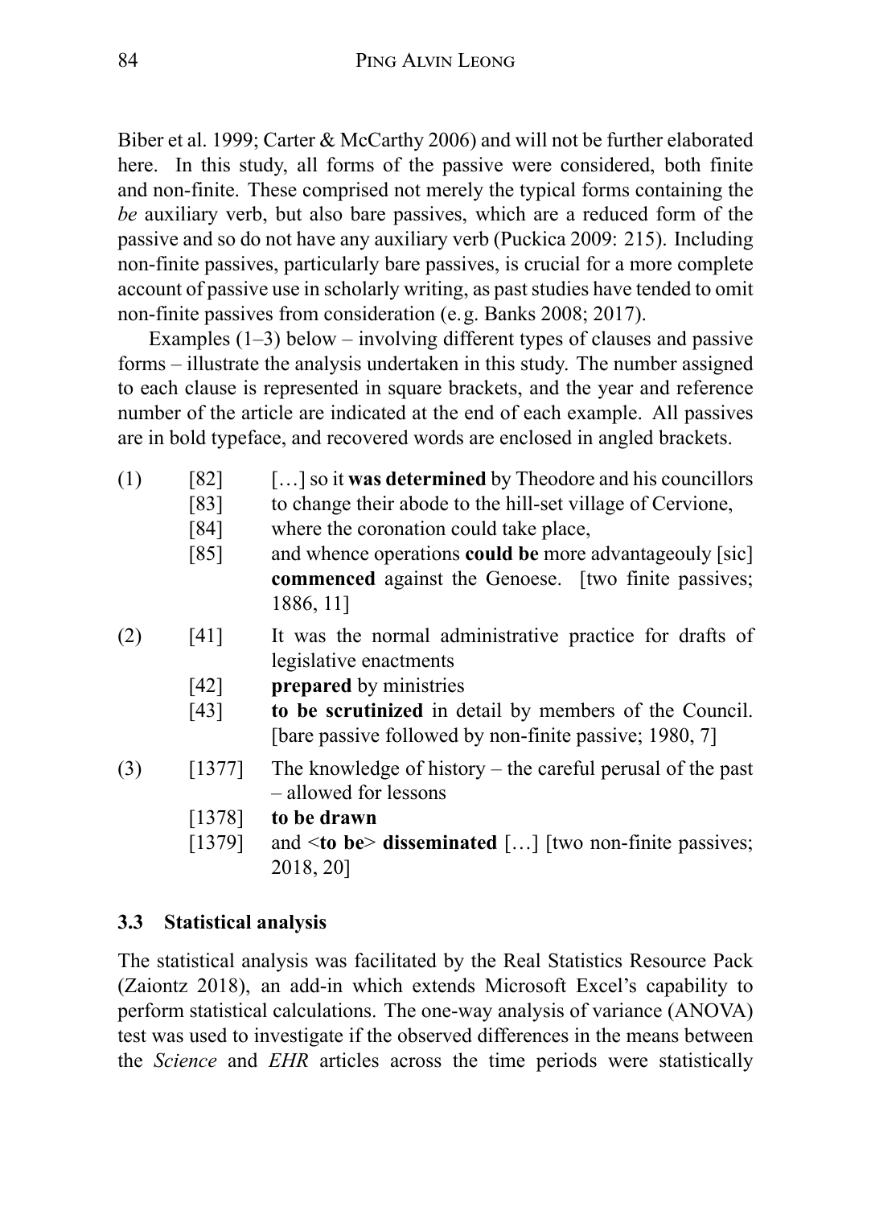Biber et al. 1999; Carter & McCarthy 2006) and will not be further elaborated here. In this study, all forms of the passive were considered, both finite and non-finite. These comprised not merely the typical forms containing the *be* auxiliary verb, but also bare passives, which are a reduced form of the passive and so do not have any auxiliary verb (Puckica 2009: 215). Including non-finite passives, particularly bare passives, is crucial for a more complete account of passive use in scholarly writing, as past studies have tended to omit non-finite passives from consideration (e.g. Banks 2008; 2017).

Examples (1–3) below – involving different types of clauses and passive forms – illustrate the analysis undertaken in this study. The number assigned to each clause is represented in square brackets, and the year and reference number of the article are indicated at the end of each example. All passives are in bold typeface, and recovered words are enclosed in angled brackets.

(1) [82] […] so it **was determined** by Theodore and his councillors
[83] to change their abode to the hill-set village of Cervione,
[84] where the coronation could take place,
[85] and whence operations **could be** more advantageouly [sic] **commenced** against the Genoese. [two finite passives; 1886, 11]

(2) [41] It was the normal administrative practice for drafts of legislative enactments
[42] **prepared** by ministries
[43] **to be scrutinized** in detail by members of the Council. [bare passive followed by non-finite passive; 1980, 7]

(3) [1377] The knowledge of history – the careful perusal of the past – allowed for lessons
[1378] **to be drawn**
[1379] and <**to be**> **disseminated** […] [two non-finite passives; 2018, 20]

### 3.3 Statistical analysis

The statistical analysis was facilitated by the Real Statistics Resource Pack (Zaiontz 2018), an add-in which extends Microsoft Excel's capability to perform statistical calculations. The one-way analysis of variance (ANOVA) test was used to investigate if the observed differences in the means between the *Science* and *EHR* articles across the time periods were statistically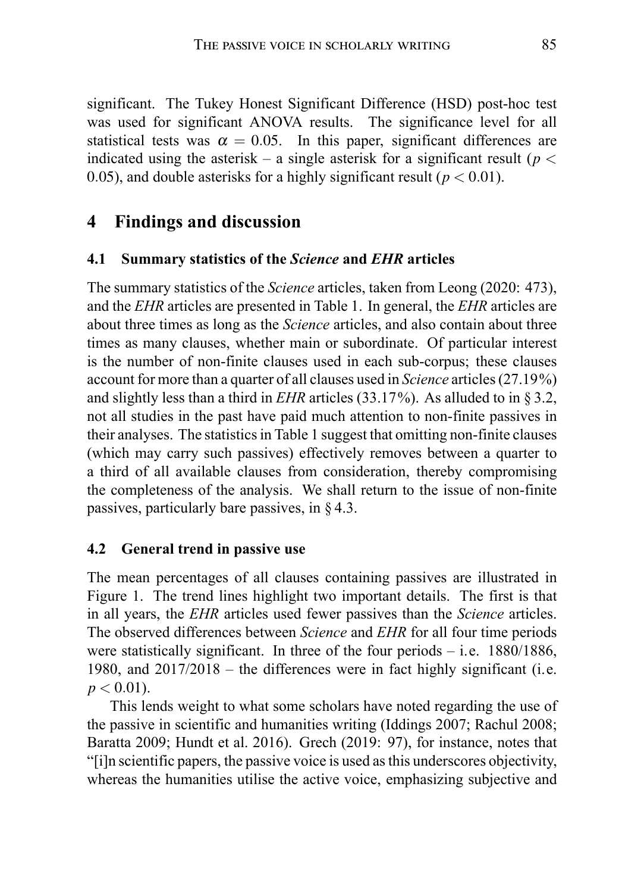significant. The Tukey Honest Significant Difference (HSD) post-hoc test was used for significant ANOVA results. The significance level for all statistical tests was $\alpha = 0.05$. In this paper, significant differences are indicated using the asterisk – a single asterisk for a significant result ($p < 0.05$), and double asterisks for a highly significant result ($p < 0.01$).

## 4 Findings and discussion

### 4.1 Summary statistics of the *Science* and *EHR* articles

The summary statistics of the *Science* articles, taken from Leong (2020: 473), and the *EHR* articles are presented in Table 1. In general, the *EHR* articles are about three times as long as the *Science* articles, and also contain about three times as many clauses, whether main or subordinate. Of particular interest is the number of non-finite clauses used in each sub-corpus; these clauses account for more than a quarter of all clauses used in *Science* articles (27.19%) and slightly less than a third in *EHR* articles (33.17%). As alluded to in § 3.2, not all studies in the past have paid much attention to non-finite passives in their analyses. The statistics in Table 1 suggest that omitting non-finite clauses (which may carry such passives) effectively removes between a quarter to a third of all available clauses from consideration, thereby compromising the completeness of the analysis. We shall return to the issue of non-finite passives, particularly bare passives, in § 4.3.

### 4.2 General trend in passive use

The mean percentages of all clauses containing passives are illustrated in Figure 1. The trend lines highlight two important details. The first is that in all years, the *EHR* articles used fewer passives than the *Science* articles. The observed differences between *Science* and *EHR* for all four time periods were statistically significant. In three of the four periods – i.e. 1880/1886, 1980, and 2017/2018 – the differences were in fact highly significant (i.e. $p < 0.01$).

This lends weight to what some scholars have noted regarding the use of the passive in scientific and humanities writing (Iddings 2007; Rachul 2008; Baratta 2009; Hundt et al. 2016). Grech (2019: 97), for instance, notes that "[i]n scientific papers, the passive voice is used as this underscores objectivity, whereas the humanities utilise the active voice, emphasizing subjective and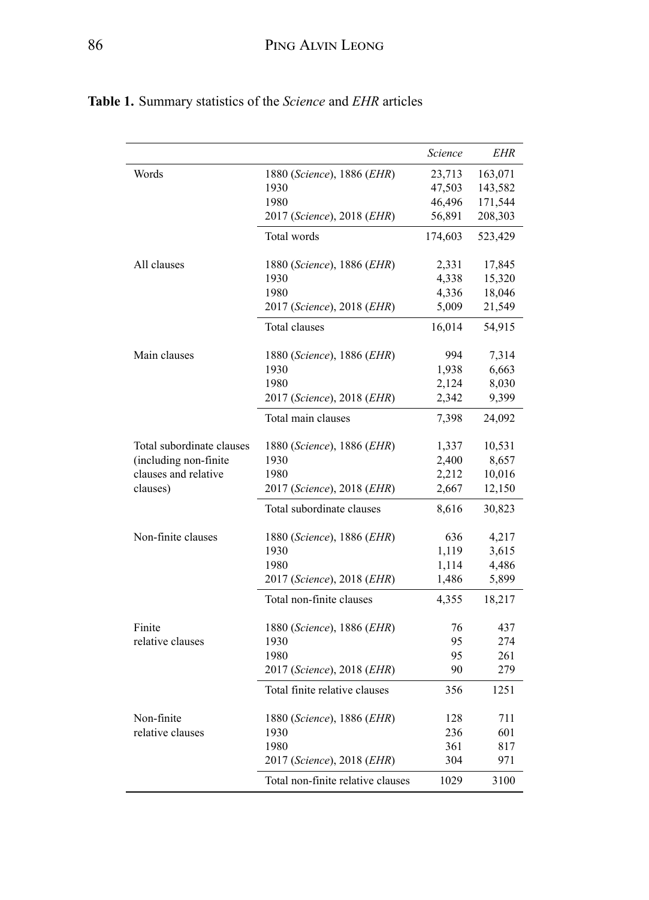**Table 1.** Summary statistics of the *Science* and *EHR* articles

| | | *Science* | *EHR* |
|---|---|---|---|
| Words | 1880 (*Science*), 1886 (*EHR*) | 23,713 | 163,071 |
| | 1930 | 47,503 | 143,582 |
| | 1980 | 46,496 | 171,544 |
| | 2017 (*Science*), 2018 (*EHR*) | 56,891 | 208,303 |
| | Total words | 174,603 | 523,429 |
| All clauses | 1880 (*Science*), 1886 (*EHR*) | 2,331 | 17,845 |
| | 1930 | 4,338 | 15,320 |
| | 1980 | 4,336 | 18,046 |
| | 2017 (*Science*), 2018 (*EHR*) | 5,009 | 21,549 |
| | Total clauses | 16,014 | 54,915 |
| Main clauses | 1880 (*Science*), 1886 (*EHR*) | 994 | 7,314 |
| | 1930 | 1,938 | 6,663 |
| | 1980 | 2,124 | 8,030 |
| | 2017 (*Science*), 2018 (*EHR*) | 2,342 | 9,399 |
| | Total main clauses | 7,398 | 24,092 |
| Total subordinate clauses (including non-finite clauses and relative clauses) | 1880 (*Science*), 1886 (*EHR*) | 1,337 | 10,531 |
| | 1930 | 2,400 | 8,657 |
| | 1980 | 2,212 | 10,016 |
| | 2017 (*Science*), 2018 (*EHR*) | 2,667 | 12,150 |
| | Total subordinate clauses | 8,616 | 30,823 |
| Non-finite clauses | 1880 (*Science*), 1886 (*EHR*) | 636 | 4,217 |
| | 1930 | 1,119 | 3,615 |
| | 1980 | 1,114 | 4,486 |
| | 2017 (*Science*), 2018 (*EHR*) | 1,486 | 5,899 |
| | Total non-finite clauses | 4,355 | 18,217 |
| Finite relative clauses | 1880 (*Science*), 1886 (*EHR*) | 76 | 437 |
| | 1930 | 95 | 274 |
| | 1980 | 95 | 261 |
| | 2017 (*Science*), 2018 (*EHR*) | 90 | 279 |
| | Total finite relative clauses | 356 | 1251 |
| Non-finite relative clauses | 1880 (*Science*), 1886 (*EHR*) | 128 | 711 |
| | 1930 | 236 | 601 |
| | 1980 | 361 | 817 |
| | 2017 (*Science*), 2018 (*EHR*) | 304 | 971 |
| | Total non-finite relative clauses | 1029 | 3100 |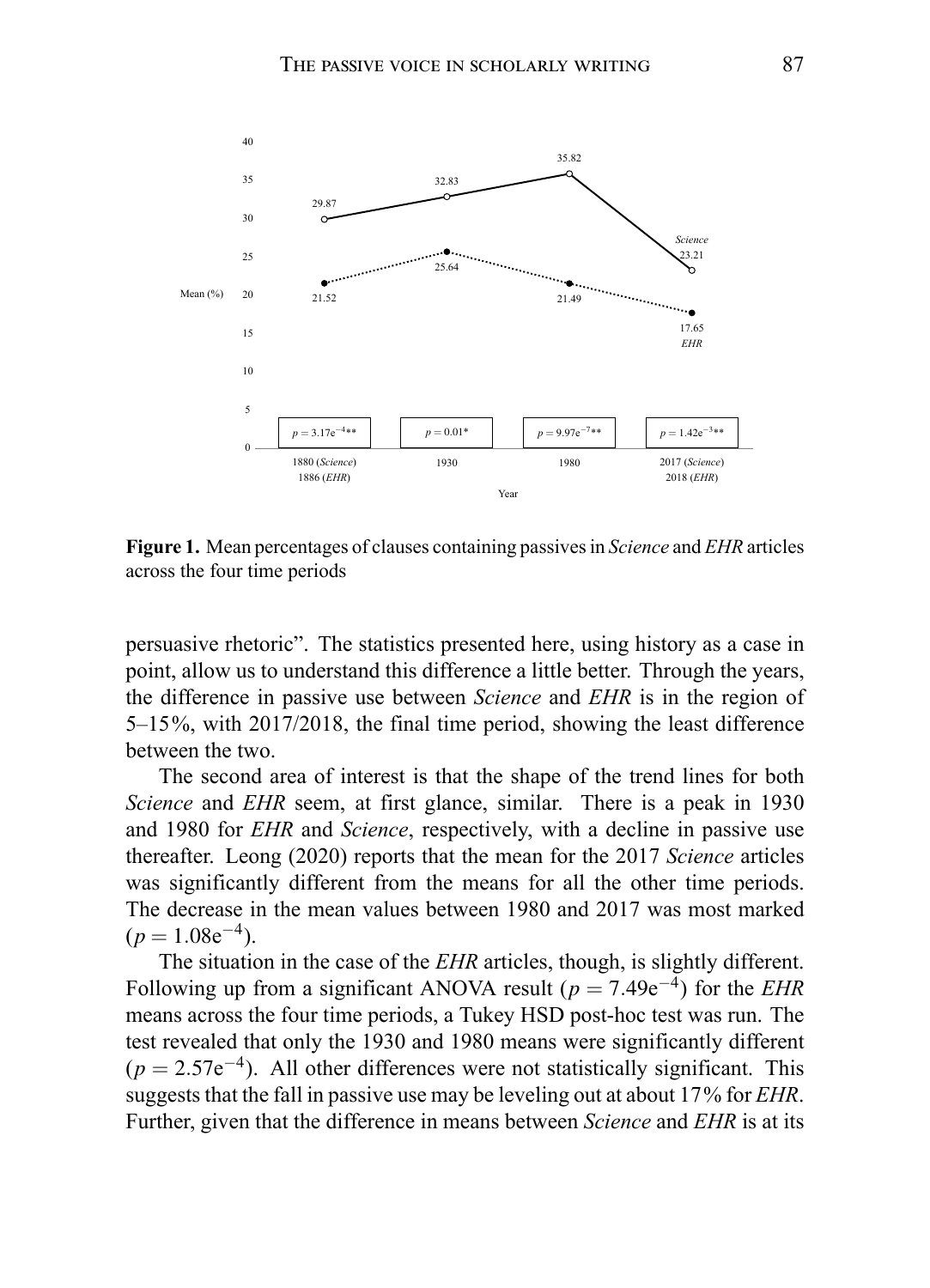**Figure 1.** Mean percentages of clauses containing passives in *Science* and *EHR* articles across the four time periods

persuasive rhetoric". The statistics presented here, using history as a case in point, allow us to understand this difference a little better. Through the years, the difference in passive use between *Science* and *EHR* is in the region of 5–15%, with 2017/2018, the final time period, showing the least difference between the two.

The second area of interest is that the shape of the trend lines for both *Science* and *EHR* seem, at first glance, similar. There is a peak in 1930 and 1980 for *EHR* and *Science*, respectively, with a decline in passive use thereafter. Leong (2020) reports that the mean for the 2017 *Science* articles was significantly different from the means for all the other time periods. The decrease in the mean values between 1980 and 2017 was most marked ($p = 1.08\mathrm{e}^{-4}$).

The situation in the case of the *EHR* articles, though, is slightly different. Following up from a significant ANOVA result ($p = 7.49\mathrm{e}^{-4}$) for the *EHR* means across the four time periods, a Tukey HSD post-hoc test was run. The test revealed that only the 1930 and 1980 means were significantly different ($p = 2.57\mathrm{e}^{-4}$). All other differences were not statistically significant. This suggests that the fall in passive use may be leveling out at about 17% for *EHR*. Further, given that the difference in means between *Science* and *EHR* is at its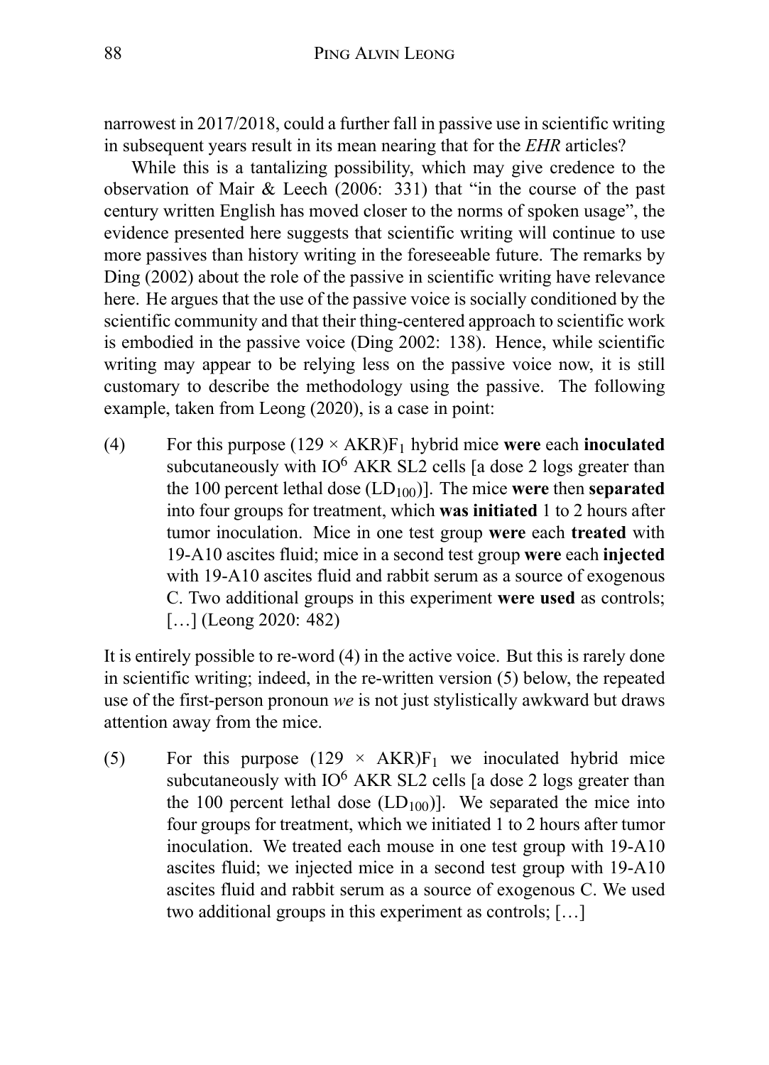narrowest in 2017/2018, could a further fall in passive use in scientific writing in subsequent years result in its mean nearing that for the *EHR* articles?

While this is a tantalizing possibility, which may give credence to the observation of Mair & Leech (2006: 331) that "in the course of the past century written English has moved closer to the norms of spoken usage", the evidence presented here suggests that scientific writing will continue to use more passives than history writing in the foreseeable future. The remarks by Ding (2002) about the role of the passive in scientific writing have relevance here. He argues that the use of the passive voice is socially conditioned by the scientific community and that their thing-centered approach to scientific work is embodied in the passive voice (Ding 2002: 138). Hence, while scientific writing may appear to be relying less on the passive voice now, it is still customary to describe the methodology using the passive. The following example, taken from Leong (2020), is a case in point:

(4) For this purpose $(129 \times \text{AKR})F_1$ hybrid mice **were** each **inoculated** subcutaneously with $IO^6$ AKR SL2 cells [a dose 2 logs greater than the 100 percent lethal dose ($LD_{100}$)]. The mice **were** then **separated** into four groups for treatment, which **was initiated** 1 to 2 hours after tumor inoculation. Mice in one test group **were** each **treated** with 19-A10 ascites fluid; mice in a second test group **were** each **injected** with 19-A10 ascites fluid and rabbit serum as a source of exogenous C. Two additional groups in this experiment **were used** as controls; […] (Leong 2020: 482)

It is entirely possible to re-word (4) in the active voice. But this is rarely done in scientific writing; indeed, in the re-written version (5) below, the repeated use of the first-person pronoun *we* is not just stylistically awkward but draws attention away from the mice.

(5) For this purpose $(129 \times \text{AKR})F_1$ we inoculated hybrid mice subcutaneously with $IO^6$ AKR SL2 cells [a dose 2 logs greater than the 100 percent lethal dose ($LD_{100}$)]. We separated the mice into four groups for treatment, which we initiated 1 to 2 hours after tumor inoculation. We treated each mouse in one test group with 19-A10 ascites fluid; we injected mice in a second test group with 19-A10 ascites fluid and rabbit serum as a source of exogenous C. We used two additional groups in this experiment as controls; […]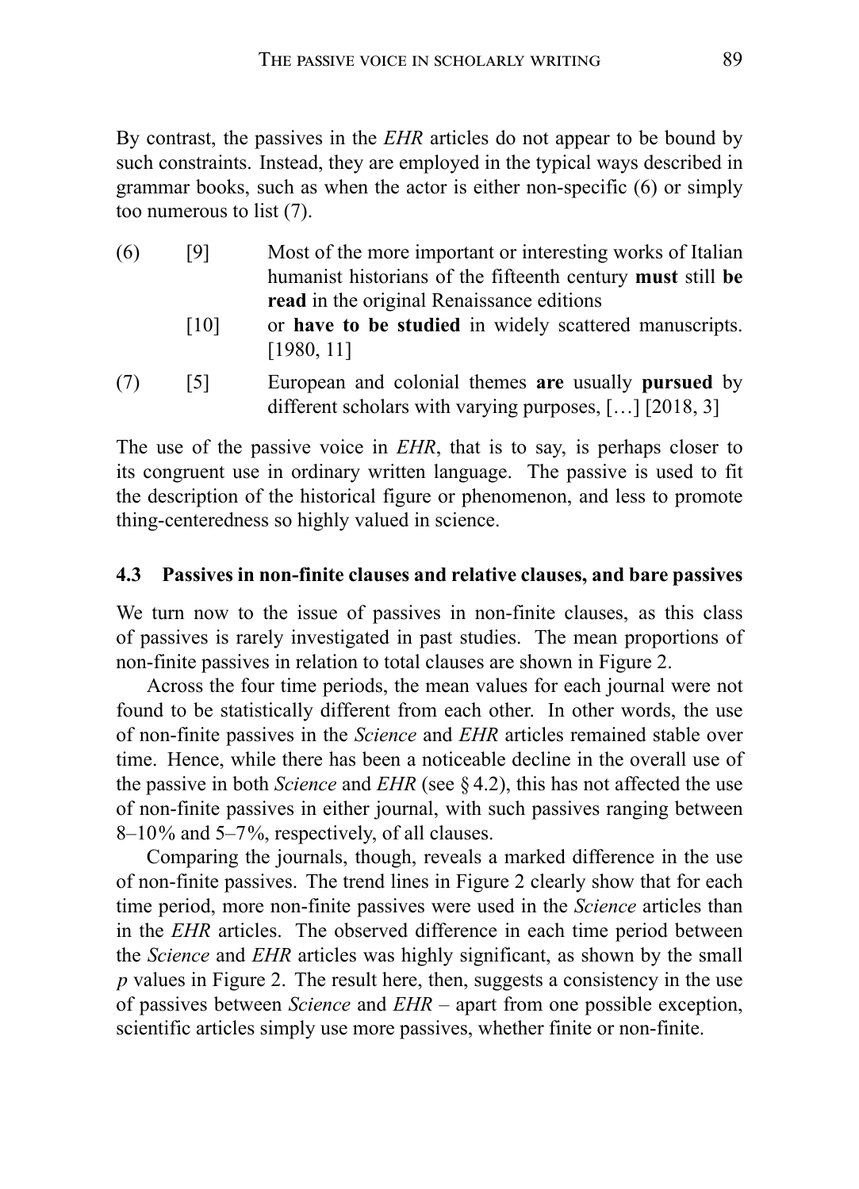By contrast, the passives in the *EHR* articles do not appear to be bound by such constraints. Instead, they are employed in the typical ways described in grammar books, such as when the actor is either non-specific (6) or simply too numerous to list (7).

(6) [9] Most of the more important or interesting works of Italian humanist historians of the fifteenth century **must** still **be read** in the original Renaissance editions

[10] or **have to be studied** in widely scattered manuscripts. [1980, 11]

(7) [5] European and colonial themes **are** usually **pursued** by different scholars with varying purposes, […] [2018, 3]

The use of the passive voice in *EHR*, that is to say, is perhaps closer to its congruent use in ordinary written language. The passive is used to fit the description of the historical figure or phenomenon, and less to promote thing-centeredness so highly valued in science.

### 4.3 Passives in non-finite clauses and relative clauses, and bare passives

We turn now to the issue of passives in non-finite clauses, as this class of passives is rarely investigated in past studies. The mean proportions of non-finite passives in relation to total clauses are shown in Figure 2.

Across the four time periods, the mean values for each journal were not found to be statistically different from each other. In other words, the use of non-finite passives in the *Science* and *EHR* articles remained stable over time. Hence, while there has been a noticeable decline in the overall use of the passive in both *Science* and *EHR* (see § 4.2), this has not affected the use of non-finite passives in either journal, with such passives ranging between 8–10% and 5–7%, respectively, of all clauses.

Comparing the journals, though, reveals a marked difference in the use of non-finite passives. The trend lines in Figure 2 clearly show that for each time period, more non-finite passives were used in the *Science* articles than in the *EHR* articles. The observed difference in each time period between the *Science* and *EHR* articles was highly significant, as shown by the small $p$ values in Figure 2. The result here, then, suggests a consistency in the use of passives between *Science* and *EHR* – apart from one possible exception, scientific articles simply use more passives, whether finite or non-finite.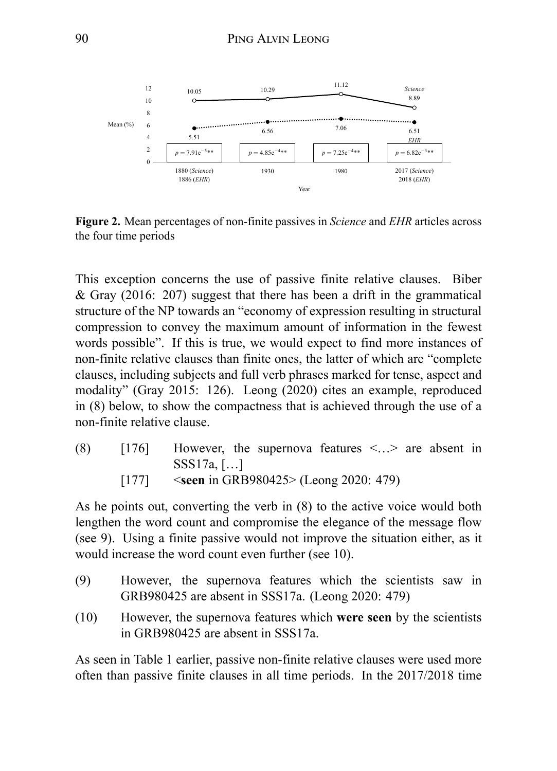**Figure 2.** Mean percentages of non-finite passives in *Science* and *EHR* articles across the four time periods

This exception concerns the use of passive finite relative clauses. Biber & Gray (2016: 207) suggest that there has been a drift in the grammatical structure of the NP towards an "economy of expression resulting in structural compression to convey the maximum amount of information in the fewest words possible". If this is true, we would expect to find more instances of non-finite relative clauses than finite ones, the latter of which are "complete clauses, including subjects and full verb phrases marked for tense, aspect and modality" (Gray 2015: 126). Leong (2020) cites an example, reproduced in (8) below, to show the compactness that is achieved through the use of a non-finite relative clause.

(8) [176] However, the supernova features <…> are absent in SSS17a, […]
[177] <**seen** in GRB980425> (Leong 2020: 479)

As he points out, converting the verb in (8) to the active voice would both lengthen the word count and compromise the elegance of the message flow (see 9). Using a finite passive would not improve the situation either, as it would increase the word count even further (see 10).

(9) However, the supernova features which the scientists saw in GRB980425 are absent in SSS17a. (Leong 2020: 479)

(10) However, the supernova features which **were seen** by the scientists in GRB980425 are absent in SSS17a.

As seen in Table 1 earlier, passive non-finite relative clauses were used more often than passive finite clauses in all time periods. In the 2017/2018 time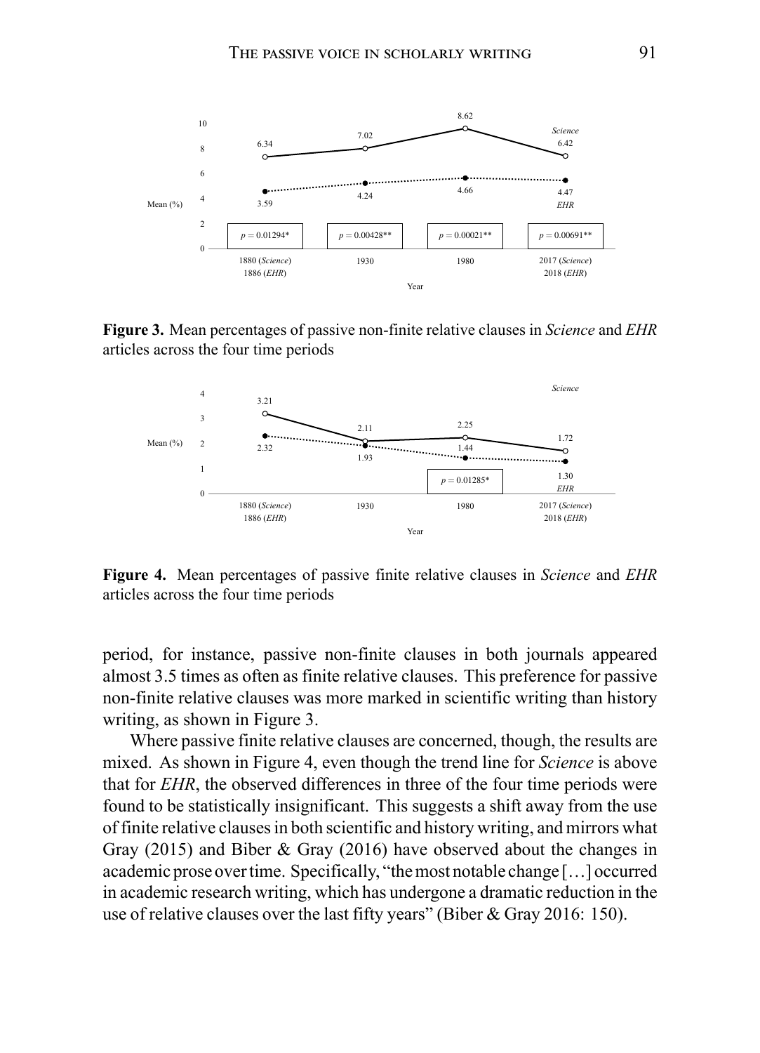**Figure 3.** Mean percentages of passive non-finite relative clauses in *Science* and *EHR* articles across the four time periods

**Figure 4.** Mean percentages of passive finite relative clauses in *Science* and *EHR* articles across the four time periods

period, for instance, passive non-finite clauses in both journals appeared almost 3.5 times as often as finite relative clauses. This preference for passive non-finite relative clauses was more marked in scientific writing than history writing, as shown in Figure 3.

Where passive finite relative clauses are concerned, though, the results are mixed. As shown in Figure 4, even though the trend line for *Science* is above that for *EHR*, the observed differences in three of the four time periods were found to be statistically insignificant. This suggests a shift away from the use of finite relative clauses in both scientific and history writing, and mirrors what Gray (2015) and Biber & Gray (2016) have observed about the changes in academic prose over time. Specifically, "the most notable change […] occurred in academic research writing, which has undergone a dramatic reduction in the use of relative clauses over the last fifty years" (Biber & Gray 2016: 150).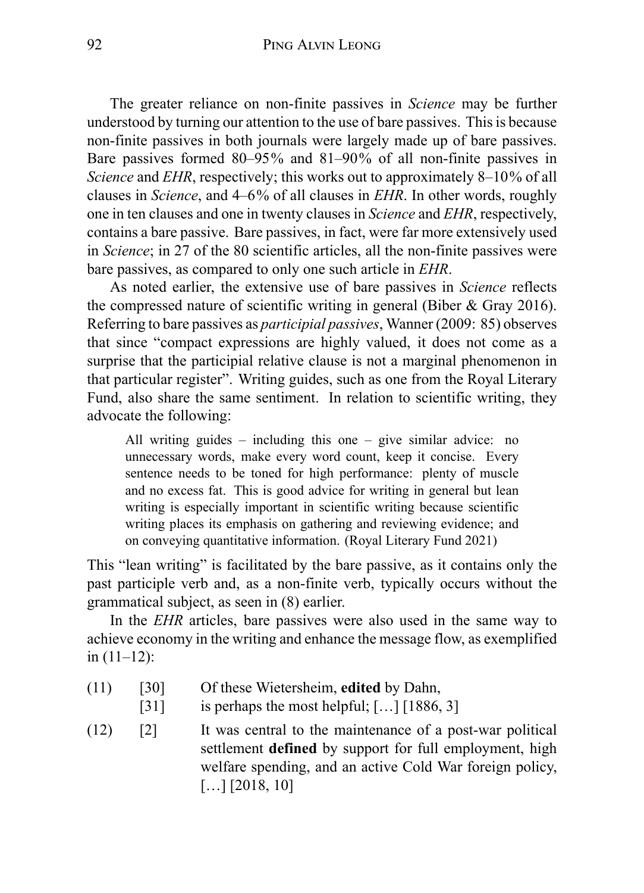The greater reliance on non-finite passives in *Science* may be further understood by turning our attention to the use of bare passives. This is because non-finite passives in both journals were largely made up of bare passives. Bare passives formed 80–95% and 81–90% of all non-finite passives in *Science* and *EHR*, respectively; this works out to approximately 8–10% of all clauses in *Science*, and 4–6% of all clauses in *EHR*. In other words, roughly one in ten clauses and one in twenty clauses in *Science* and *EHR*, respectively, contains a bare passive. Bare passives, in fact, were far more extensively used in *Science*; in 27 of the 80 scientific articles, all the non-finite passives were bare passives, as compared to only one such article in *EHR*.

As noted earlier, the extensive use of bare passives in *Science* reflects the compressed nature of scientific writing in general (Biber & Gray 2016). Referring to bare passives as *participial passives*, Wanner (2009: 85) observes that since "compact expressions are highly valued, it does not come as a surprise that the participial relative clause is not a marginal phenomenon in that particular register". Writing guides, such as one from the Royal Literary Fund, also share the same sentiment. In relation to scientific writing, they advocate the following:

> All writing guides – including this one – give similar advice: no unnecessary words, make every word count, keep it concise. Every sentence needs to be toned for high performance: plenty of muscle and no excess fat. This is good advice for writing in general but lean writing is especially important in scientific writing because scientific writing places its emphasis on gathering and reviewing evidence; and on conveying quantitative information. (Royal Literary Fund 2021)

This "lean writing" is facilitated by the bare passive, as it contains only the past participle verb and, as a non-finite verb, typically occurs without the grammatical subject, as seen in (8) earlier.

In the *EHR* articles, bare passives were also used in the same way to achieve economy in the writing and enhance the message flow, as exemplified in (11–12):

(11) [30] Of these Wietersheim, **edited** by Dahn,
     [31] is perhaps the most helpful; […] [1886, 3]

(12) [2] It was central to the maintenance of a post-war political settlement **defined** by support for full employment, high welfare spending, and an active Cold War foreign policy, […] [2018, 10]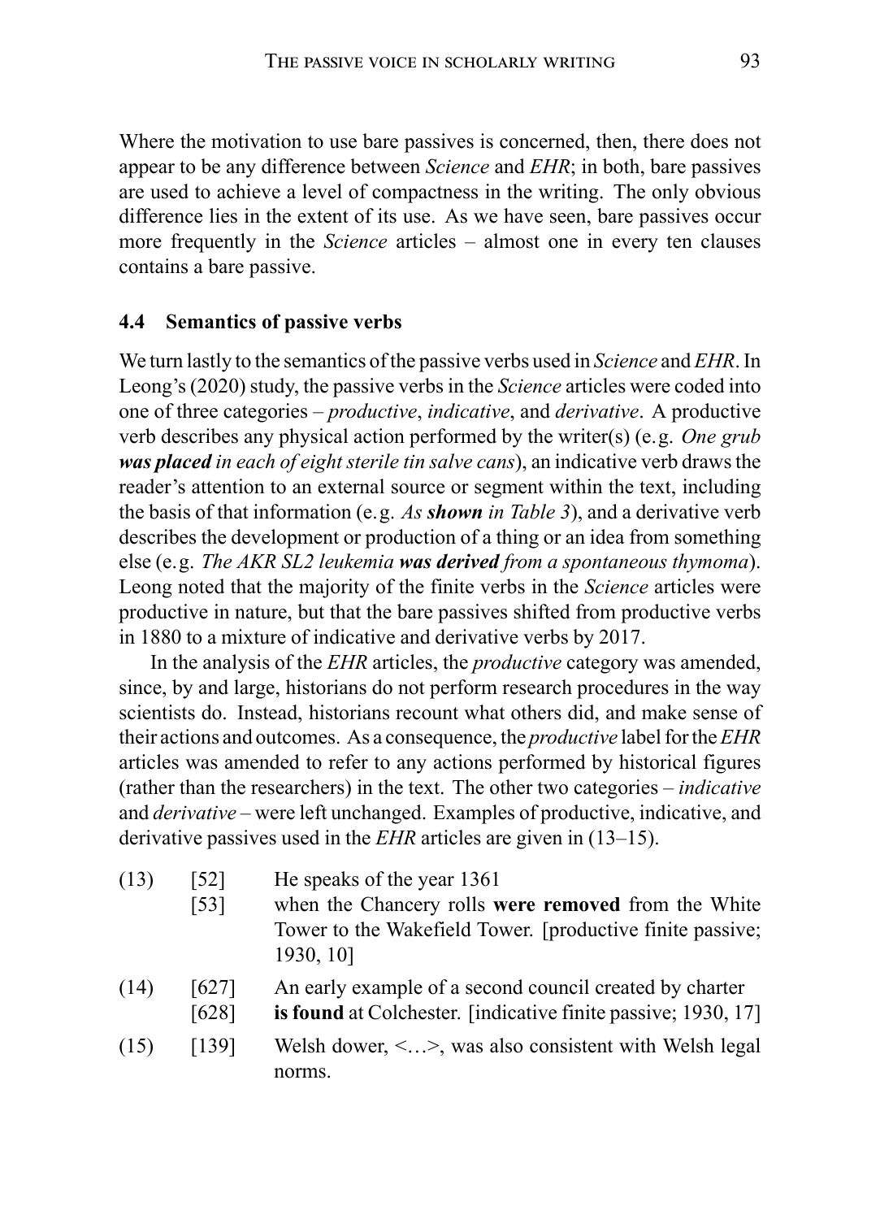Where the motivation to use bare passives is concerned, then, there does not appear to be any difference between *Science* and *EHR*; in both, bare passives are used to achieve a level of compactness in the writing. The only obvious difference lies in the extent of its use. As we have seen, bare passives occur more frequently in the *Science* articles – almost one in every ten clauses contains a bare passive.

### 4.4 Semantics of passive verbs

We turn lastly to the semantics of the passive verbs used in *Science* and *EHR*. In Leong's (2020) study, the passive verbs in the *Science* articles were coded into one of three categories – *productive*, *indicative*, and *derivative*. A productive verb describes any physical action performed by the writer(s) (e.g. *One grub **was placed** in each of eight sterile tin salve cans*), an indicative verb draws the reader's attention to an external source or segment within the text, including the basis of that information (e.g. *As **shown** in Table 3*), and a derivative verb describes the development or production of a thing or an idea from something else (e.g. *The AKR SL2 leukemia **was derived** from a spontaneous thymoma*). Leong noted that the majority of the finite verbs in the *Science* articles were productive in nature, but that the bare passives shifted from productive verbs in 1880 to a mixture of indicative and derivative verbs by 2017.

In the analysis of the *EHR* articles, the *productive* category was amended, since, by and large, historians do not perform research procedures in the way scientists do. Instead, historians recount what others did, and make sense of their actions and outcomes. As a consequence, the *productive* label for the *EHR* articles was amended to refer to any actions performed by historical figures (rather than the researchers) in the text. The other two categories – *indicative* and *derivative* – were left unchanged. Examples of productive, indicative, and derivative passives used in the *EHR* articles are given in (13–15).

(13) [52] He speaks of the year 1361
[53] when the Chancery rolls **were removed** from the White Tower to the Wakefield Tower. [productive finite passive; 1930, 10]

(14) [627] An early example of a second council created by charter
[628] **is found** at Colchester. [indicative finite passive; 1930, 17]

(15) [139] Welsh dower, <…>, was also consistent with Welsh legal norms.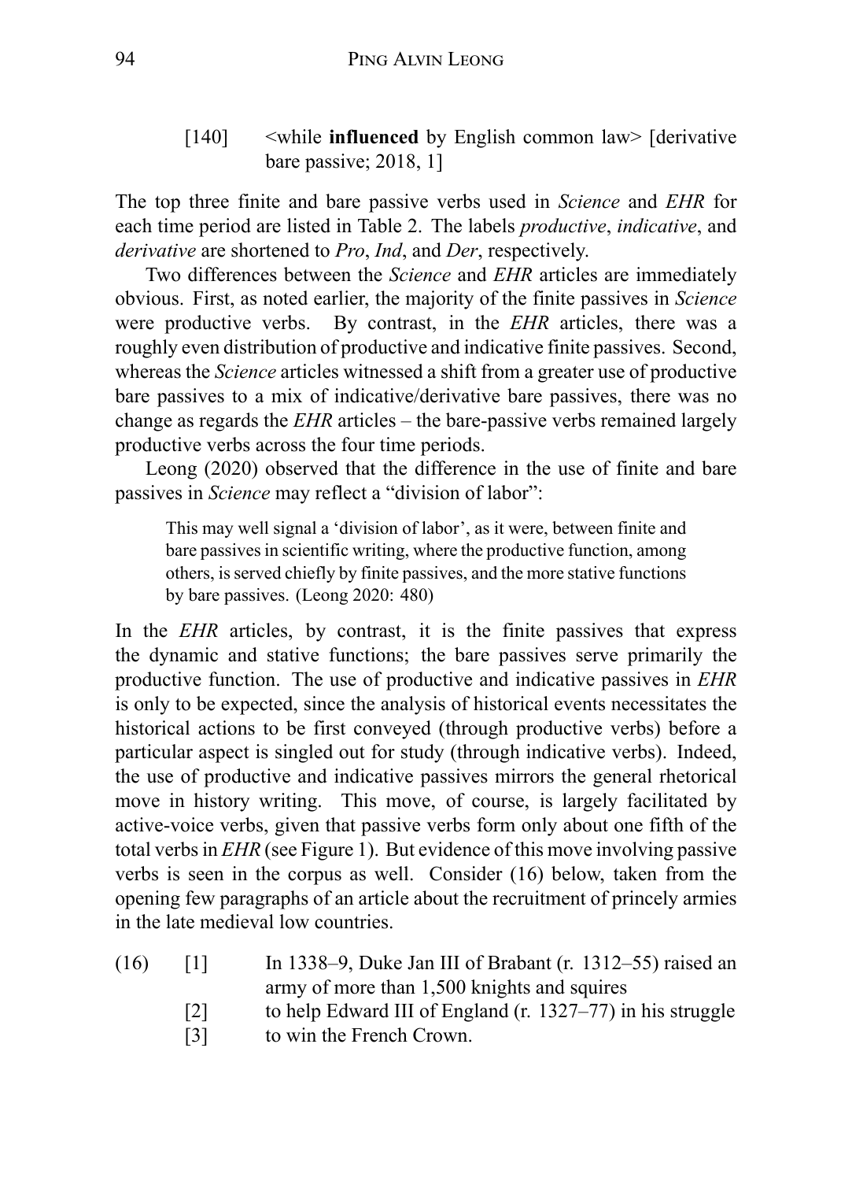[140] <while **influenced** by English common law> [derivative bare passive; 2018, 1]

The top three finite and bare passive verbs used in *Science* and *EHR* for each time period are listed in Table 2. The labels *productive*, *indicative*, and *derivative* are shortened to *Pro*, *Ind*, and *Der*, respectively.

Two differences between the *Science* and *EHR* articles are immediately obvious. First, as noted earlier, the majority of the finite passives in *Science* were productive verbs. By contrast, in the *EHR* articles, there was a roughly even distribution of productive and indicative finite passives. Second, whereas the *Science* articles witnessed a shift from a greater use of productive bare passives to a mix of indicative/derivative bare passives, there was no change as regards the *EHR* articles – the bare-passive verbs remained largely productive verbs across the four time periods.

Leong (2020) observed that the difference in the use of finite and bare passives in *Science* may reflect a "division of labor":

> This may well signal a 'division of labor', as it were, between finite and bare passives in scientific writing, where the productive function, among others, is served chiefly by finite passives, and the more stative functions by bare passives. (Leong 2020: 480)

In the *EHR* articles, by contrast, it is the finite passives that express the dynamic and stative functions; the bare passives serve primarily the productive function. The use of productive and indicative passives in *EHR* is only to be expected, since the analysis of historical events necessitates the historical actions to be first conveyed (through productive verbs) before a particular aspect is singled out for study (through indicative verbs). Indeed, the use of productive and indicative passives mirrors the general rhetorical move in history writing. This move, of course, is largely facilitated by active-voice verbs, given that passive verbs form only about one fifth of the total verbs in *EHR* (see Figure 1). But evidence of this move involving passive verbs is seen in the corpus as well. Consider (16) below, taken from the opening few paragraphs of an article about the recruitment of princely armies in the late medieval low countries.

(16) [1] In 1338–9, Duke Jan III of Brabant (r. 1312–55) raised an army of more than 1,500 knights and squires
[2] to help Edward III of England (r. 1327–77) in his struggle
[3] to win the French Crown.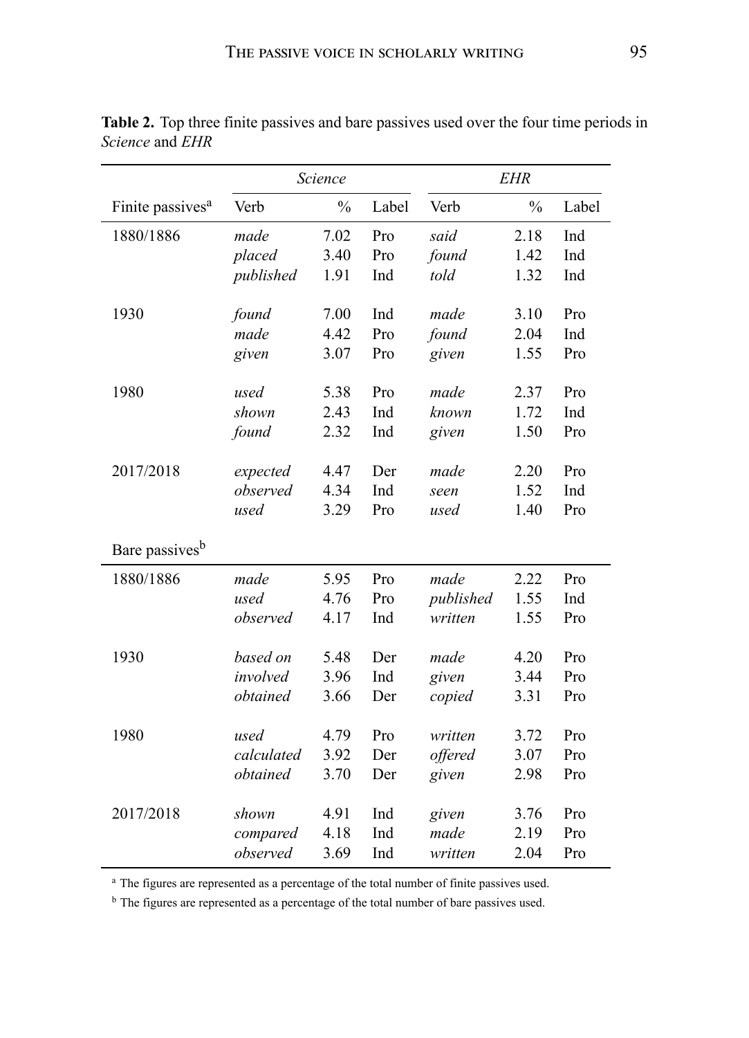**Table 2.** Top three finite passives and bare passives used over the four time periods in *Science* and *EHR*

| | *Science* | | | *EHR* | | |
|---|---|---|---|---|---|---|
| Finite passives[a] | Verb | % | Label | Verb | % | Label |
| 1880/1886 | *made* | 7.02 | Pro | *said* | 2.18 | Ind |
| | *placed* | 3.40 | Pro | *found* | 1.42 | Ind |
| | *published* | 1.91 | Ind | *told* | 1.32 | Ind |
| 1930 | *found* | 7.00 | Ind | *made* | 3.10 | Pro |
| | *made* | 4.42 | Pro | *found* | 2.04 | Ind |
| | *given* | 3.07 | Pro | *given* | 1.55 | Pro |
| 1980 | *used* | 5.38 | Pro | *made* | 2.37 | Pro |
| | *shown* | 2.43 | Ind | *known* | 1.72 | Ind |
| | *found* | 2.32 | Ind | *given* | 1.50 | Pro |
| 2017/2018 | *expected* | 4.47 | Der | *made* | 2.20 | Pro |
| | *observed* | 4.34 | Ind | *seen* | 1.52 | Ind |
| | *used* | 3.29 | Pro | *used* | 1.40 | Pro |
| Bare passives[b] | | | | | | |
| 1880/1886 | *made* | 5.95 | Pro | *made* | 2.22 | Pro |
| | *used* | 4.76 | Pro | *published* | 1.55 | Ind |
| | *observed* | 4.17 | Ind | *written* | 1.55 | Pro |
| 1930 | *based on* | 5.48 | Der | *made* | 4.20 | Pro |
| | *involved* | 3.96 | Ind | *given* | 3.44 | Pro |
| | *obtained* | 3.66 | Der | *copied* | 3.31 | Pro |
| 1980 | *used* | 4.79 | Pro | *written* | 3.72 | Pro |
| | *calculated* | 3.92 | Der | *offered* | 3.07 | Pro |
| | *obtained* | 3.70 | Der | *given* | 2.98 | Pro |
| 2017/2018 | *shown* | 4.91 | Ind | *given* | 3.76 | Pro |
| | *compared* | 4.18 | Ind | *made* | 2.19 | Pro |
| | *observed* | 3.69 | Ind | *written* | 2.04 | Pro |

[a] The figures are represented as a percentage of the total number of finite passives used.

[b] The figures are represented as a percentage of the total number of bare passives used.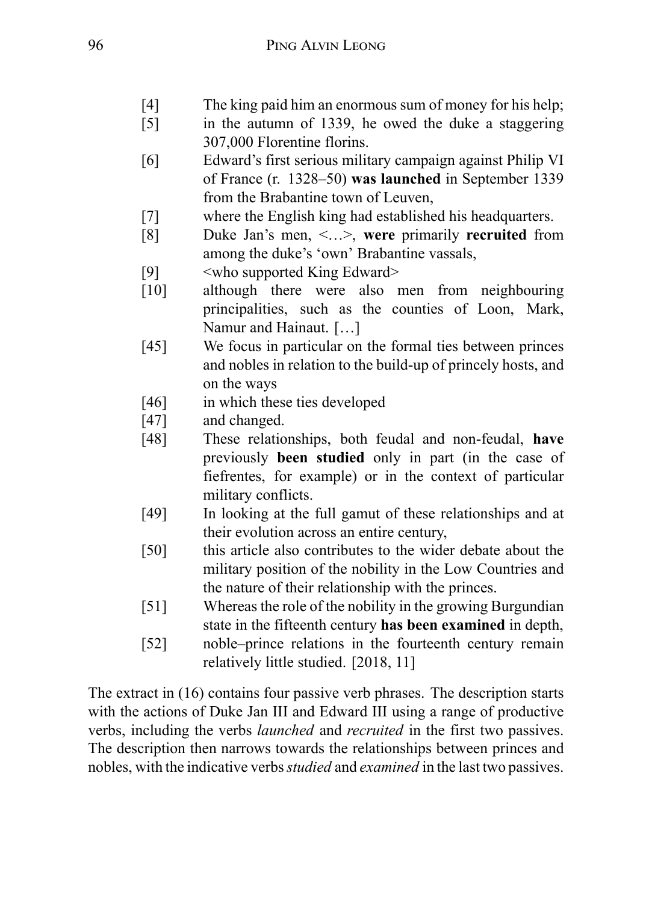[4] The king paid him an enormous sum of money for his help;

[5] in the autumn of 1339, he owed the duke a staggering 307,000 Florentine florins.

[6] Edward's first serious military campaign against Philip VI of France (r. 1328–50) **was launched** in September 1339 from the Brabantine town of Leuven,

[7] where the English king had established his headquarters.

[8] Duke Jan's men, <…>, **were** primarily **recruited** from among the duke's 'own' Brabantine vassals,

[9] <who supported King Edward>

[10] although there were also men from neighbouring principalities, such as the counties of Loon, Mark, Namur and Hainaut. […]

[45] We focus in particular on the formal ties between princes and nobles in relation to the build-up of princely hosts, and on the ways

[46] in which these ties developed

[47] and changed.

[48] These relationships, both feudal and non-feudal, **have** previously **been studied** only in part (in the case of fiefrentes, for example) or in the context of particular military conflicts.

[49] In looking at the full gamut of these relationships and at their evolution across an entire century,

[50] this article also contributes to the wider debate about the military position of the nobility in the Low Countries and the nature of their relationship with the princes.

[51] Whereas the role of the nobility in the growing Burgundian state in the fifteenth century **has been examined** in depth,

[52] noble–prince relations in the fourteenth century remain relatively little studied. [2018, 11]

The extract in (16) contains four passive verb phrases. The description starts with the actions of Duke Jan III and Edward III using a range of productive verbs, including the verbs *launched* and *recruited* in the first two passives. The description then narrows towards the relationships between princes and nobles, with the indicative verbs *studied* and *examined* in the last two passives.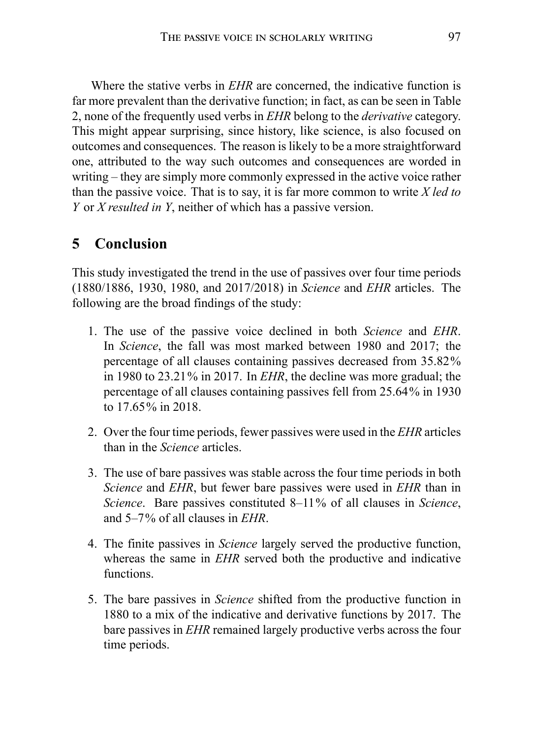Where the stative verbs in *EHR* are concerned, the indicative function is far more prevalent than the derivative function; in fact, as can be seen in Table 2, none of the frequently used verbs in *EHR* belong to the *derivative* category. This might appear surprising, since history, like science, is also focused on outcomes and consequences. The reason is likely to be a more straightforward one, attributed to the way such outcomes and consequences are worded in writing – they are simply more commonly expressed in the active voice rather than the passive voice. That is to say, it is far more common to write *X led to Y* or *X resulted in Y*, neither of which has a passive version.

## 5 Conclusion

This study investigated the trend in the use of passives over four time periods (1880/1886, 1930, 1980, and 2017/2018) in *Science* and *EHR* articles. The following are the broad findings of the study:

1. The use of the passive voice declined in both *Science* and *EHR*. In *Science*, the fall was most marked between 1980 and 2017; the percentage of all clauses containing passives decreased from 35.82% in 1980 to 23.21% in 2017. In *EHR*, the decline was more gradual; the percentage of all clauses containing passives fell from 25.64% in 1930 to 17.65% in 2018.

2. Over the four time periods, fewer passives were used in the *EHR* articles than in the *Science* articles.

3. The use of bare passives was stable across the four time periods in both *Science* and *EHR*, but fewer bare passives were used in *EHR* than in *Science*. Bare passives constituted 8–11% of all clauses in *Science*, and 5–7% of all clauses in *EHR*.

4. The finite passives in *Science* largely served the productive function, whereas the same in *EHR* served both the productive and indicative functions.

5. The bare passives in *Science* shifted from the productive function in 1880 to a mix of the indicative and derivative functions by 2017. The bare passives in *EHR* remained largely productive verbs across the four time periods.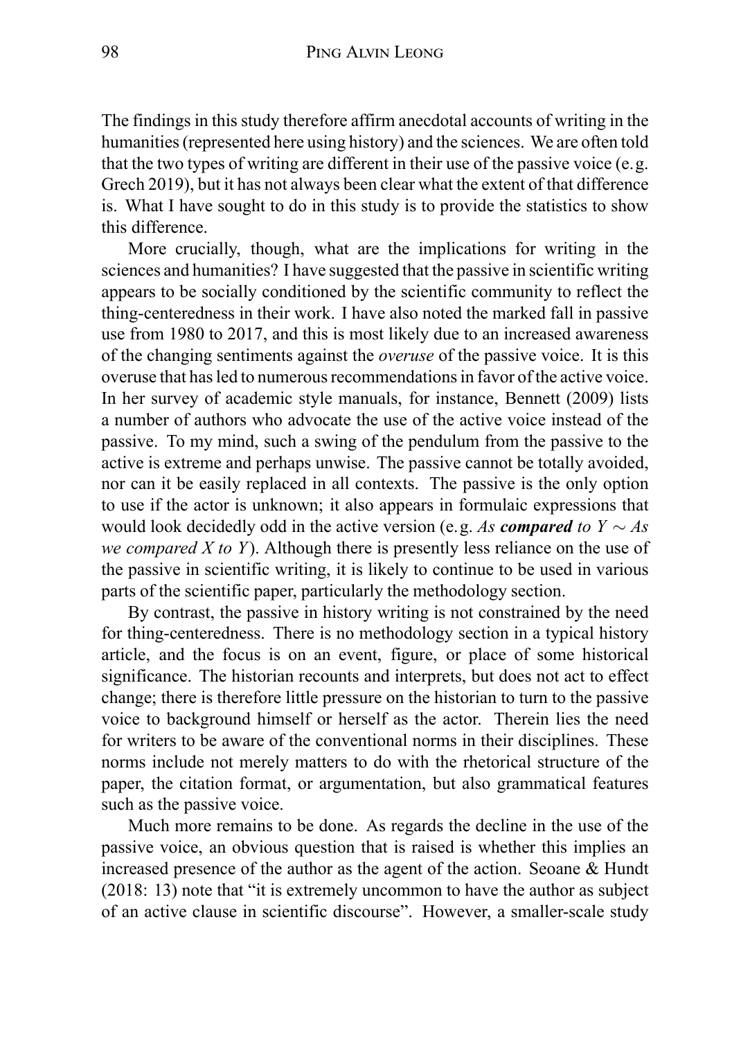The findings in this study therefore affirm anecdotal accounts of writing in the humanities (represented here using history) and the sciences. We are often told that the two types of writing are different in their use of the passive voice (e.g. Grech 2019), but it has not always been clear what the extent of that difference is. What I have sought to do in this study is to provide the statistics to show this difference.

More crucially, though, what are the implications for writing in the sciences and humanities? I have suggested that the passive in scientific writing appears to be socially conditioned by the scientific community to reflect the thing-centeredness in their work. I have also noted the marked fall in passive use from 1980 to 2017, and this is most likely due to an increased awareness of the changing sentiments against the *overuse* of the passive voice. It is this overuse that has led to numerous recommendations in favor of the active voice. In her survey of academic style manuals, for instance, Bennett (2009) lists a number of authors who advocate the use of the active voice instead of the passive. To my mind, such a swing of the pendulum from the passive to the active is extreme and perhaps unwise. The passive cannot be totally avoided, nor can it be easily replaced in all contexts. The passive is the only option to use if the actor is unknown; it also appears in formulaic expressions that would look decidedly odd in the active version (e.g. *As **compared** to Y* ~ *As we compared X to Y*). Although there is presently less reliance on the use of the passive in scientific writing, it is likely to continue to be used in various parts of the scientific paper, particularly the methodology section.

By contrast, the passive in history writing is not constrained by the need for thing-centeredness. There is no methodology section in a typical history article, and the focus is on an event, figure, or place of some historical significance. The historian recounts and interprets, but does not act to effect change; there is therefore little pressure on the historian to turn to the passive voice to background himself or herself as the actor. Therein lies the need for writers to be aware of the conventional norms in their disciplines. These norms include not merely matters to do with the rhetorical structure of the paper, the citation format, or argumentation, but also grammatical features such as the passive voice.

Much more remains to be done. As regards the decline in the use of the passive voice, an obvious question that is raised is whether this implies an increased presence of the author as the agent of the action. Seoane & Hundt (2018: 13) note that "it is extremely uncommon to have the author as subject of an active clause in scientific discourse". However, a smaller-scale study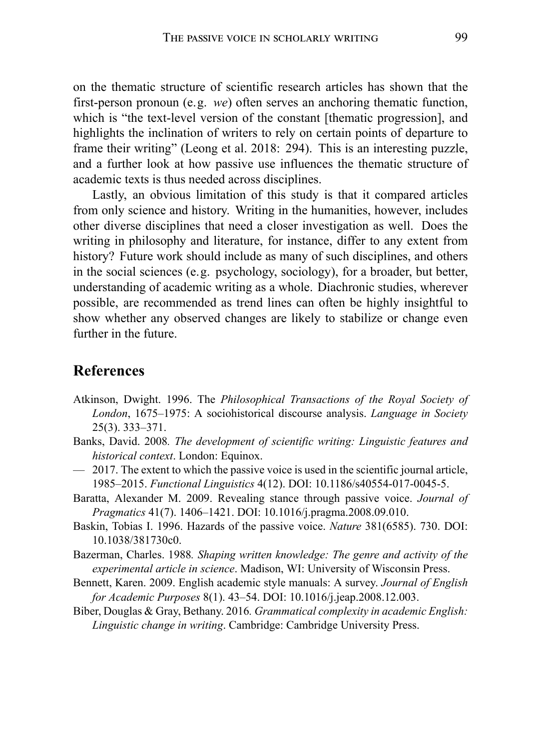on the thematic structure of scientific research articles has shown that the first-person pronoun (e.g. *we*) often serves an anchoring thematic function, which is "the text-level version of the constant [thematic progression], and highlights the inclination of writers to rely on certain points of departure to frame their writing" (Leong et al. 2018: 294). This is an interesting puzzle, and a further look at how passive use influences the thematic structure of academic texts is thus needed across disciplines.

Lastly, an obvious limitation of this study is that it compared articles from only science and history. Writing in the humanities, however, includes other diverse disciplines that need a closer investigation as well. Does the writing in philosophy and literature, for instance, differ to any extent from history? Future work should include as many of such disciplines, and others in the social sciences (e.g. psychology, sociology), for a broader, but better, understanding of academic writing as a whole. Diachronic studies, wherever possible, are recommended as trend lines can often be highly insightful to show whether any observed changes are likely to stabilize or change even further in the future.

## References

Atkinson, Dwight. 1996. The *Philosophical Transactions of the Royal Society of London*, 1675–1975: A sociohistorical discourse analysis. *Language in Society* 25(3). 333–371.

Banks, David. 2008. *The development of scientific writing: Linguistic features and historical context*. London: Equinox.

— 2017. The extent to which the passive voice is used in the scientific journal article, 1985–2015. *Functional Linguistics* 4(12). DOI: 10.1186/s40554-017-0045-5.

Baratta, Alexander M. 2009. Revealing stance through passive voice. *Journal of Pragmatics* 41(7). 1406–1421. DOI: 10.1016/j.pragma.2008.09.010.

Baskin, Tobias I. 1996. Hazards of the passive voice. *Nature* 381(6585). 730. DOI: 10.1038/381730c0.

Bazerman, Charles. 1988. *Shaping written knowledge: The genre and activity of the experimental article in science*. Madison, WI: University of Wisconsin Press.

Bennett, Karen. 2009. English academic style manuals: A survey. *Journal of English for Academic Purposes* 8(1). 43–54. DOI: 10.1016/j.jeap.2008.12.003.

Biber, Douglas & Gray, Bethany. 2016. *Grammatical complexity in academic English: Linguistic change in writing*. Cambridge: Cambridge University Press.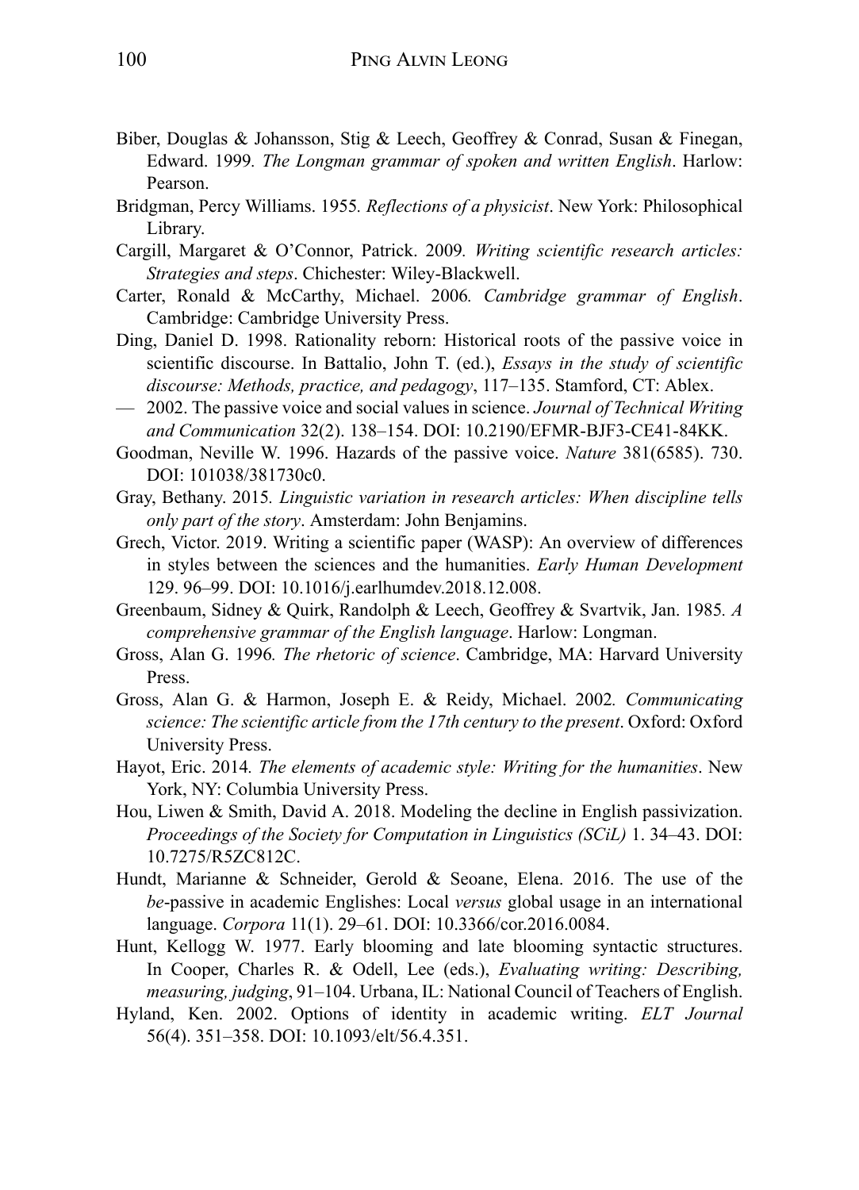Biber, Douglas & Johansson, Stig & Leech, Geoffrey & Conrad, Susan & Finegan, Edward. 1999. *The Longman grammar of spoken and written English*. Harlow: Pearson.

Bridgman, Percy Williams. 1955. *Reflections of a physicist*. New York: Philosophical Library.

Cargill, Margaret & O'Connor, Patrick. 2009. *Writing scientific research articles: Strategies and steps*. Chichester: Wiley-Blackwell.

Carter, Ronald & McCarthy, Michael. 2006. *Cambridge grammar of English*. Cambridge: Cambridge University Press.

Ding, Daniel D. 1998. Rationality reborn: Historical roots of the passive voice in scientific discourse. In Battalio, John T. (ed.), *Essays in the study of scientific discourse: Methods, practice, and pedagogy*, 117–135. Stamford, CT: Ablex.

— 2002. The passive voice and social values in science. *Journal of Technical Writing and Communication* 32(2). 138–154. DOI: 10.2190/EFMR-BJF3-CE41-84KK.

Goodman, Neville W. 1996. Hazards of the passive voice. *Nature* 381(6585). 730. DOI: 101038/381730c0.

Gray, Bethany. 2015. *Linguistic variation in research articles: When discipline tells only part of the story*. Amsterdam: John Benjamins.

Grech, Victor. 2019. Writing a scientific paper (WASP): An overview of differences in styles between the sciences and the humanities. *Early Human Development* 129. 96–99. DOI: 10.1016/j.earlhumdev.2018.12.008.

Greenbaum, Sidney & Quirk, Randolph & Leech, Geoffrey & Svartvik, Jan. 1985. *A comprehensive grammar of the English language*. Harlow: Longman.

Gross, Alan G. 1996. *The rhetoric of science*. Cambridge, MA: Harvard University Press.

Gross, Alan G. & Harmon, Joseph E. & Reidy, Michael. 2002. *Communicating science: The scientific article from the 17th century to the present*. Oxford: Oxford University Press.

Hayot, Eric. 2014. *The elements of academic style: Writing for the humanities*. New York, NY: Columbia University Press.

Hou, Liwen & Smith, David A. 2018. Modeling the decline in English passivization. *Proceedings of the Society for Computation in Linguistics (SCiL)* 1. 34–43. DOI: 10.7275/R5ZC812C.

Hundt, Marianne & Schneider, Gerold & Seoane, Elena. 2016. The use of the *be*-passive in academic Englishes: Local *versus* global usage in an international language. *Corpora* 11(1). 29–61. DOI: 10.3366/cor.2016.0084.

Hunt, Kellogg W. 1977. Early blooming and late blooming syntactic structures. In Cooper, Charles R. & Odell, Lee (eds.), *Evaluating writing: Describing, measuring, judging*, 91–104. Urbana, IL: National Council of Teachers of English.

Hyland, Ken. 2002. Options of identity in academic writing. *ELT Journal* 56(4). 351–358. DOI: 10.1093/elt/56.4.351.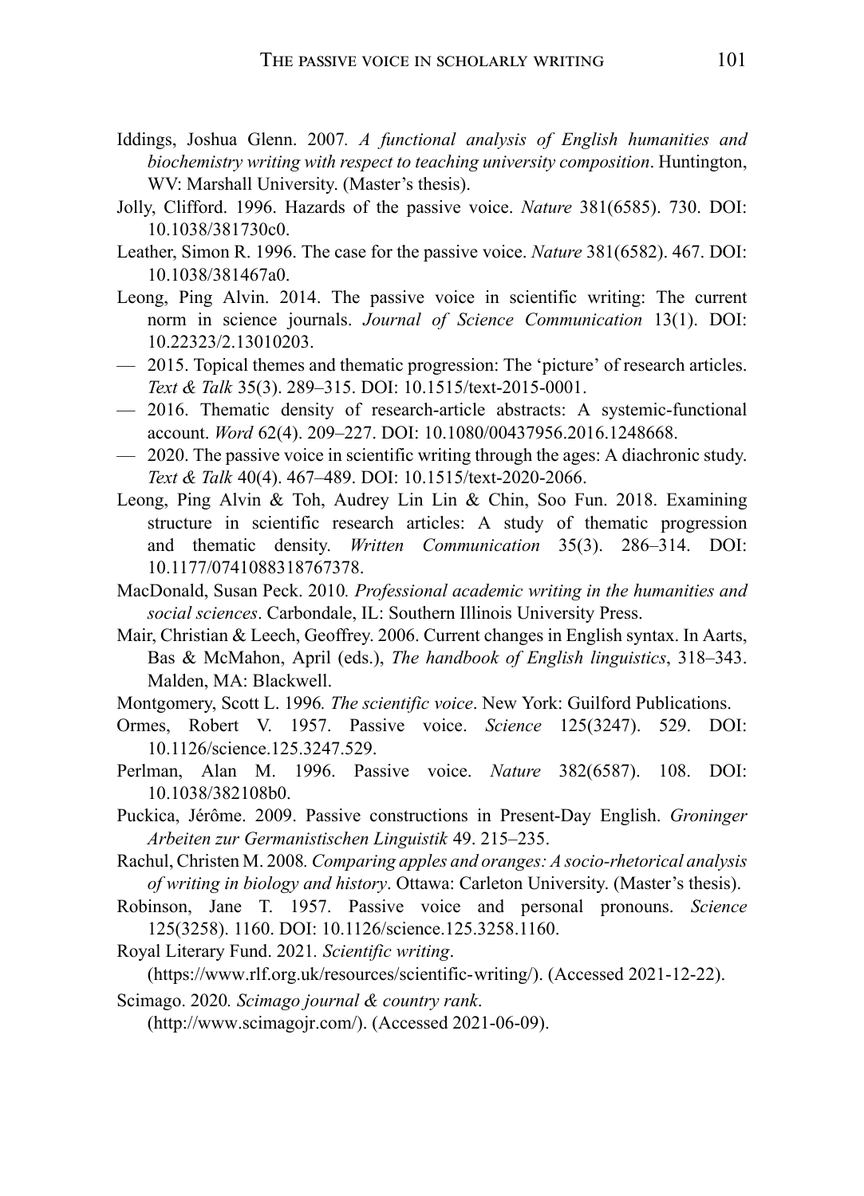Iddings, Joshua Glenn. 2007. *A functional analysis of English humanities and biochemistry writing with respect to teaching university composition*. Huntington, WV: Marshall University. (Master's thesis).

Jolly, Clifford. 1996. Hazards of the passive voice. *Nature* 381(6585). 730. DOI: 10.1038/381730c0.

Leather, Simon R. 1996. The case for the passive voice. *Nature* 381(6582). 467. DOI: 10.1038/381467a0.

Leong, Ping Alvin. 2014. The passive voice in scientific writing: The current norm in science journals. *Journal of Science Communication* 13(1). DOI: 10.22323/2.13010203.

— 2015. Topical themes and thematic progression: The 'picture' of research articles. *Text & Talk* 35(3). 289–315. DOI: 10.1515/text-2015-0001.

— 2016. Thematic density of research-article abstracts: A systemic-functional account. *Word* 62(4). 209–227. DOI: 10.1080/00437956.2016.1248668.

— 2020. The passive voice in scientific writing through the ages: A diachronic study. *Text & Talk* 40(4). 467–489. DOI: 10.1515/text-2020-2066.

Leong, Ping Alvin & Toh, Audrey Lin Lin & Chin, Soo Fun. 2018. Examining structure in scientific research articles: A study of thematic progression and thematic density. *Written Communication* 35(3). 286–314. DOI: 10.1177/0741088318767378.

MacDonald, Susan Peck. 2010. *Professional academic writing in the humanities and social sciences*. Carbondale, IL: Southern Illinois University Press.

Mair, Christian & Leech, Geoffrey. 2006. Current changes in English syntax. In Aarts, Bas & McMahon, April (eds.), *The handbook of English linguistics*, 318–343. Malden, MA: Blackwell.

Montgomery, Scott L. 1996. *The scientific voice*. New York: Guilford Publications.

Ormes, Robert V. 1957. Passive voice. *Science* 125(3247). 529. DOI: 10.1126/science.125.3247.529.

Perlman, Alan M. 1996. Passive voice. *Nature* 382(6587). 108. DOI: 10.1038/382108b0.

Puckica, Jérôme. 2009. Passive constructions in Present-Day English. *Groninger Arbeiten zur Germanistischen Linguistik* 49. 215–235.

Rachul, Christen M. 2008. *Comparing apples and oranges: A socio-rhetorical analysis of writing in biology and history*. Ottawa: Carleton University. (Master's thesis).

Robinson, Jane T. 1957. Passive voice and personal pronouns. *Science* 125(3258). 1160. DOI: 10.1126/science.125.3258.1160.

Royal Literary Fund. 2021. *Scientific writing*. (https://www.rlf.org.uk/resources/scientific-writing/). (Accessed 2021-12-22).

Scimago. 2020. *Scimago journal & country rank*. (http://www.scimagojr.com/). (Accessed 2021-06-09).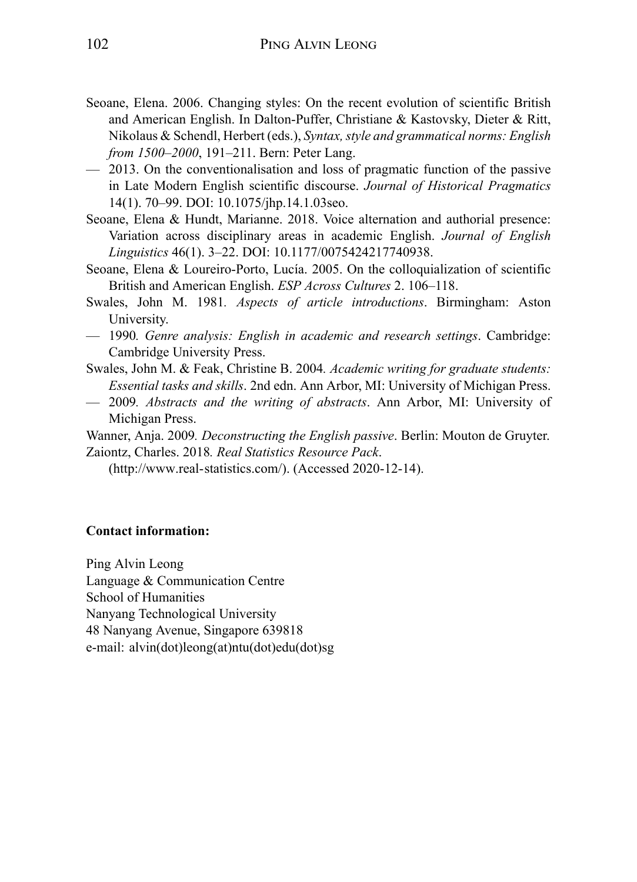Seoane, Elena. 2006. Changing styles: On the recent evolution of scientific British and American English. In Dalton-Puffer, Christiane & Kastovsky, Dieter & Ritt, Nikolaus & Schendl, Herbert (eds.), *Syntax, style and grammatical norms: English from 1500–2000*, 191–211. Bern: Peter Lang.

— 2013. On the conventionalisation and loss of pragmatic function of the passive in Late Modern English scientific discourse. *Journal of Historical Pragmatics* 14(1). 70–99. DOI: 10.1075/jhp.14.1.03seo.

Seoane, Elena & Hundt, Marianne. 2018. Voice alternation and authorial presence: Variation across disciplinary areas in academic English. *Journal of English Linguistics* 46(1). 3–22. DOI: 10.1177/0075424217740938.

Seoane, Elena & Loureiro-Porto, Lucía. 2005. On the colloquialization of scientific British and American English. *ESP Across Cultures* 2. 106–118.

Swales, John M. 1981. *Aspects of article introductions*. Birmingham: Aston University.

— 1990. *Genre analysis: English in academic and research settings*. Cambridge: Cambridge University Press.

Swales, John M. & Feak, Christine B. 2004. *Academic writing for graduate students: Essential tasks and skills*. 2nd edn. Ann Arbor, MI: University of Michigan Press.

— 2009. *Abstracts and the writing of abstracts*. Ann Arbor, MI: University of Michigan Press.

Wanner, Anja. 2009. *Deconstructing the English passive*. Berlin: Mouton de Gruyter.

Zaiontz, Charles. 2018. *Real Statistics Resource Pack*. (http://www.real-statistics.com/). (Accessed 2020-12-14).

**Contact information:**

Ping Alvin Leong
Language & Communication Centre
School of Humanities
Nanyang Technological University
48 Nanyang Avenue, Singapore 639818
e-mail: alvin(dot)leong(at)ntu(dot)edu(dot)sg